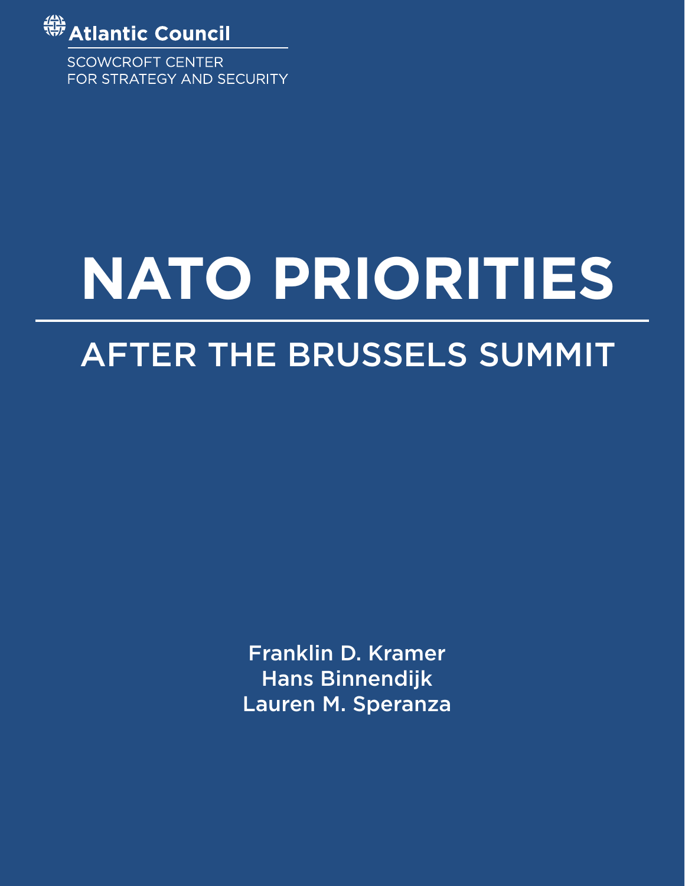Atlantic Council

SCOWCROFT CENTER
FOR STRATEGY AND SECURITY

# NATO PRIORITIES

## AFTER THE BRUSSELS SUMMIT

Franklin D. Kramer
Hans Binnendijk
Lauren M. Speranza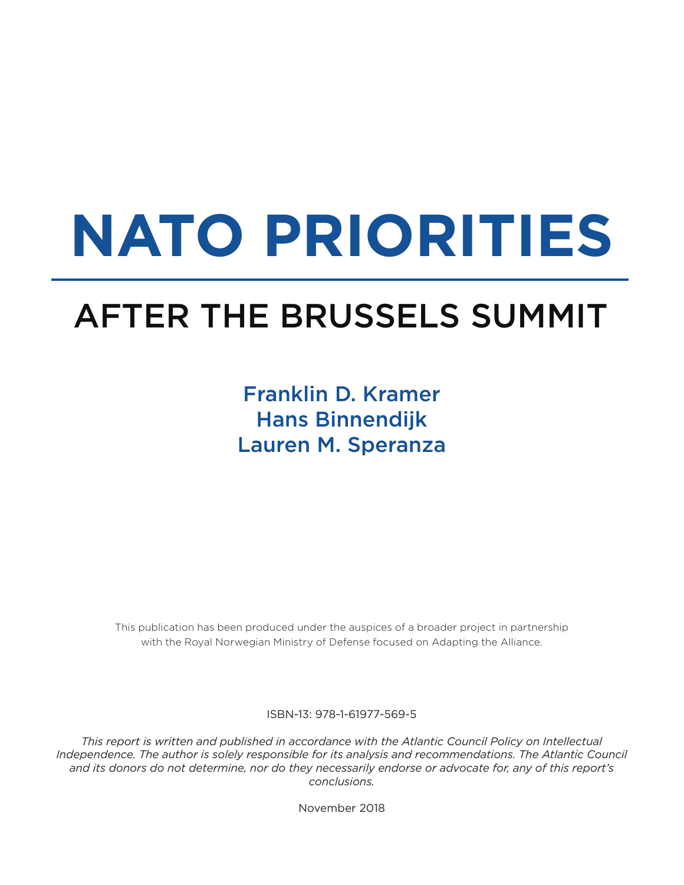# NATO PRIORITIES

## AFTER THE BRUSSELS SUMMIT

Franklin D. Kramer
Hans Binnendijk
Lauren M. Speranza

This publication has been produced under the auspices of a broader project in partnership with the Royal Norwegian Ministry of Defense focused on Adapting the Alliance.

ISBN-13: 978-1-61977-569-5

*This report is written and published in accordance with the Atlantic Council Policy on Intellectual Independence. The author is solely responsible for its analysis and recommendations. The Atlantic Council and its donors do not determine, nor do they necessarily endorse or advocate for, any of this report's conclusions.*

November 2018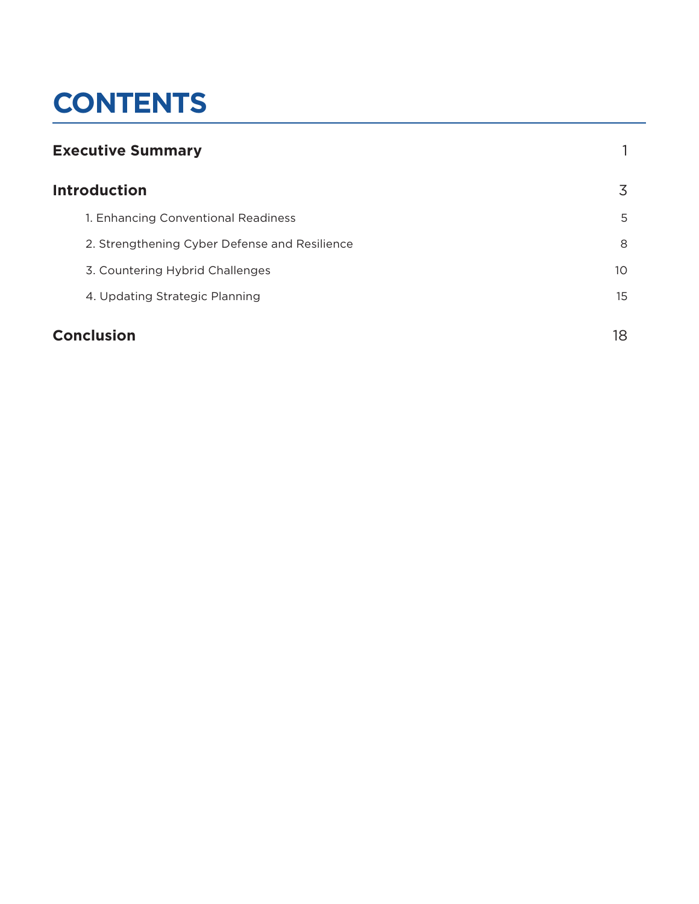# CONTENTS

| | |
|---|---|
| **Executive Summary** | 1 |
| **Introduction** | 3 |
| 1. Enhancing Conventional Readiness | 5 |
| 2. Strengthening Cyber Defense and Resilience | 8 |
| 3. Countering Hybrid Challenges | 10 |
| 4. Updating Strategic Planning | 15 |
| **Conclusion** | 18 |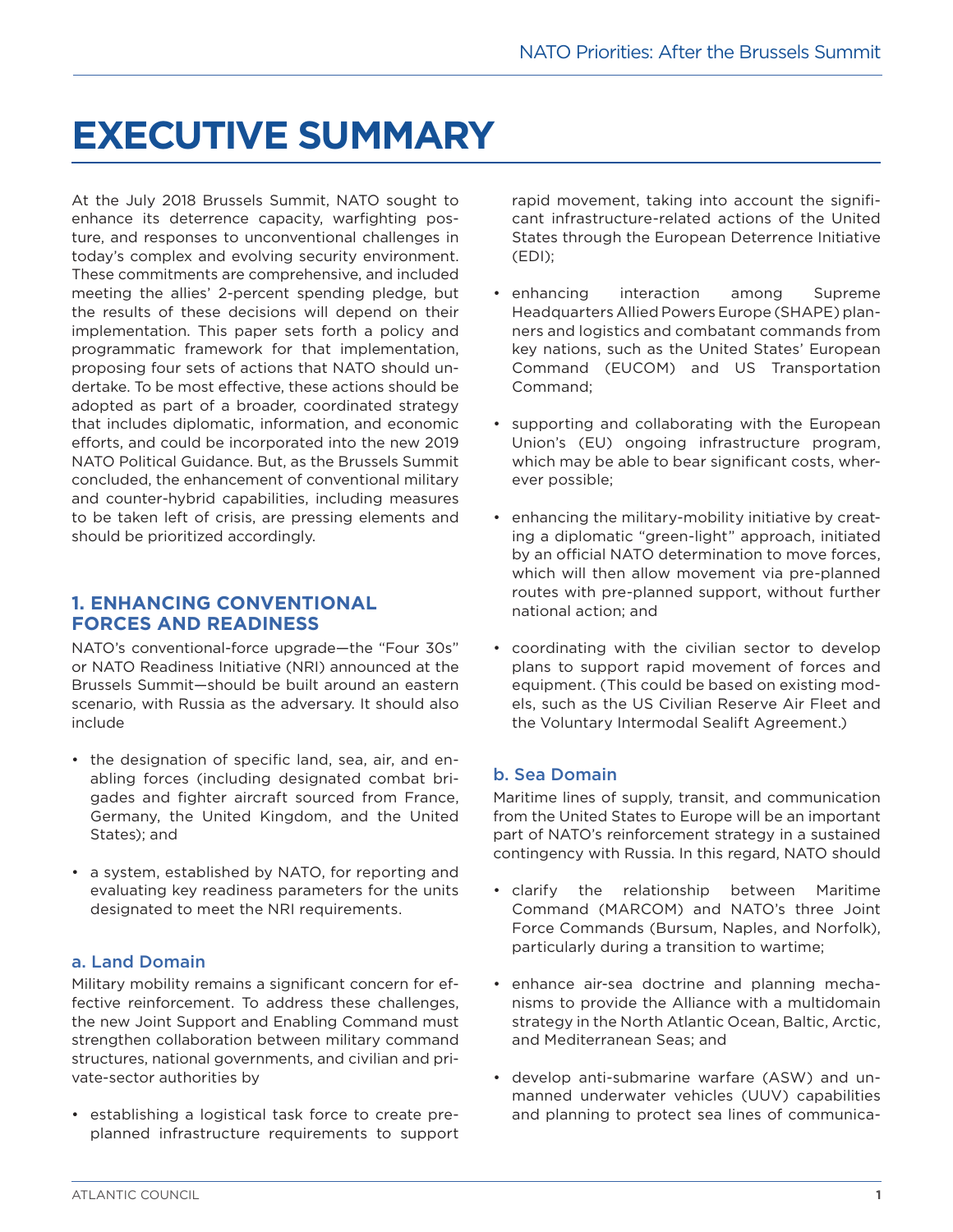# EXECUTIVE SUMMARY

At the July 2018 Brussels Summit, NATO sought to enhance its deterrence capacity, warfighting posture, and responses to unconventional challenges in today's complex and evolving security environment. These commitments are comprehensive, and included meeting the allies' 2-percent spending pledge, but the results of these decisions will depend on their implementation. This paper sets forth a policy and programmatic framework for that implementation, proposing four sets of actions that NATO should undertake. To be most effective, these actions should be adopted as part of a broader, coordinated strategy that includes diplomatic, information, and economic efforts, and could be incorporated into the new 2019 NATO Political Guidance. But, as the Brussels Summit concluded, the enhancement of conventional military and counter-hybrid capabilities, including measures to be taken left of crisis, are pressing elements and should be prioritized accordingly.

## 1. ENHANCING CONVENTIONAL FORCES AND READINESS

NATO's conventional-force upgrade—the "Four 30s" or NATO Readiness Initiative (NRI) announced at the Brussels Summit—should be built around an eastern scenario, with Russia as the adversary. It should also include

- the designation of specific land, sea, air, and enabling forces (including designated combat brigades and fighter aircraft sourced from France, Germany, the United Kingdom, and the United States); and
- a system, established by NATO, for reporting and evaluating key readiness parameters for the units designated to meet the NRI requirements.

### a. Land Domain

Military mobility remains a significant concern for effective reinforcement. To address these challenges, the new Joint Support and Enabling Command must strengthen collaboration between military command structures, national governments, and civilian and private-sector authorities by

- establishing a logistical task force to create pre-planned infrastructure requirements to support rapid movement, taking into account the significant infrastructure-related actions of the United States through the European Deterrence Initiative (EDI);
- enhancing interaction among Supreme Headquarters Allied Powers Europe (SHAPE) planners and logistics and combatant commands from key nations, such as the United States' European Command (EUCOM) and US Transportation Command;
- supporting and collaborating with the European Union's (EU) ongoing infrastructure program, which may be able to bear significant costs, wherever possible;
- enhancing the military-mobility initiative by creating a diplomatic "green-light" approach, initiated by an official NATO determination to move forces, which will then allow movement via pre-planned routes with pre-planned support, without further national action; and
- coordinating with the civilian sector to develop plans to support rapid movement of forces and equipment. (This could be based on existing models, such as the US Civilian Reserve Air Fleet and the Voluntary Intermodal Sealift Agreement.)

### b. Sea Domain

Maritime lines of supply, transit, and communication from the United States to Europe will be an important part of NATO's reinforcement strategy in a sustained contingency with Russia. In this regard, NATO should

- clarify the relationship between Maritime Command (MARCOM) and NATO's three Joint Force Commands (Bursum, Naples, and Norfolk), particularly during a transition to wartime;
- enhance air-sea doctrine and planning mechanisms to provide the Alliance with a multidomain strategy in the North Atlantic Ocean, Baltic, Arctic, and Mediterranean Seas; and
- develop anti-submarine warfare (ASW) and unmanned underwater vehicles (UUV) capabilities and planning to protect sea lines of communica-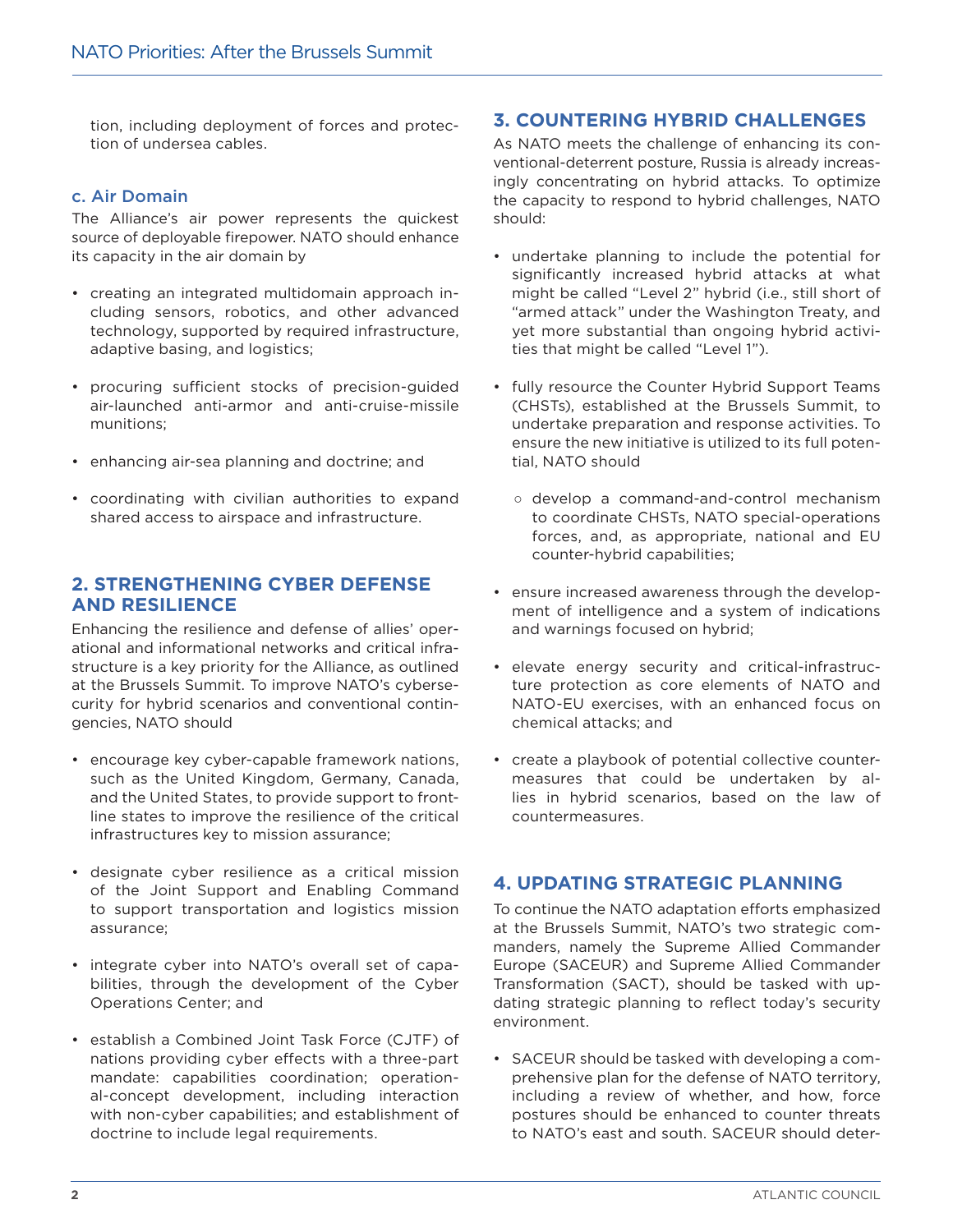tion, including deployment of forces and protection of undersea cables.

### c. Air Domain

The Alliance's air power represents the quickest source of deployable firepower. NATO should enhance its capacity in the air domain by

- creating an integrated multidomain approach including sensors, robotics, and other advanced technology, supported by required infrastructure, adaptive basing, and logistics;
- procuring sufficient stocks of precision-guided air-launched anti-armor and anti-cruise-missile munitions;
- enhancing air-sea planning and doctrine; and
- coordinating with civilian authorities to expand shared access to airspace and infrastructure.

## 2. STRENGTHENING CYBER DEFENSE AND RESILIENCE

Enhancing the resilience and defense of allies' operational and informational networks and critical infrastructure is a key priority for the Alliance, as outlined at the Brussels Summit. To improve NATO's cybersecurity for hybrid scenarios and conventional contingencies, NATO should

- encourage key cyber-capable framework nations, such as the United Kingdom, Germany, Canada, and the United States, to provide support to frontline states to improve the resilience of the critical infrastructures key to mission assurance;
- designate cyber resilience as a critical mission of the Joint Support and Enabling Command to support transportation and logistics mission assurance;
- integrate cyber into NATO's overall set of capabilities, through the development of the Cyber Operations Center; and
- establish a Combined Joint Task Force (CJTF) of nations providing cyber effects with a three-part mandate: capabilities coordination; operational-concept development, including interaction with non-cyber capabilities; and establishment of doctrine to include legal requirements.

## 3. COUNTERING HYBRID CHALLENGES

As NATO meets the challenge of enhancing its conventional-deterrent posture, Russia is already increasingly concentrating on hybrid attacks. To optimize the capacity to respond to hybrid challenges, NATO should:

- undertake planning to include the potential for significantly increased hybrid attacks at what might be called "Level 2" hybrid (i.e., still short of "armed attack" under the Washington Treaty, and yet more substantial than ongoing hybrid activities that might be called "Level 1").
- fully resource the Counter Hybrid Support Teams (CHSTs), established at the Brussels Summit, to undertake preparation and response activities. To ensure the new initiative is utilized to its full potential, NATO should
  - develop a command-and-control mechanism to coordinate CHSTs, NATO special-operations forces, and, as appropriate, national and EU counter-hybrid capabilities;
- ensure increased awareness through the development of intelligence and a system of indications and warnings focused on hybrid;
- elevate energy security and critical-infrastructure protection as core elements of NATO and NATO-EU exercises, with an enhanced focus on chemical attacks; and
- create a playbook of potential collective countermeasures that could be undertaken by allies in hybrid scenarios, based on the law of countermeasures.

## 4. UPDATING STRATEGIC PLANNING

To continue the NATO adaptation efforts emphasized at the Brussels Summit, NATO's two strategic commanders, namely the Supreme Allied Commander Europe (SACEUR) and Supreme Allied Commander Transformation (SACT), should be tasked with updating strategic planning to reflect today's security environment.

- SACEUR should be tasked with developing a comprehensive plan for the defense of NATO territory, including a review of whether, and how, force postures should be enhanced to counter threats to NATO's east and south. SACEUR should deter-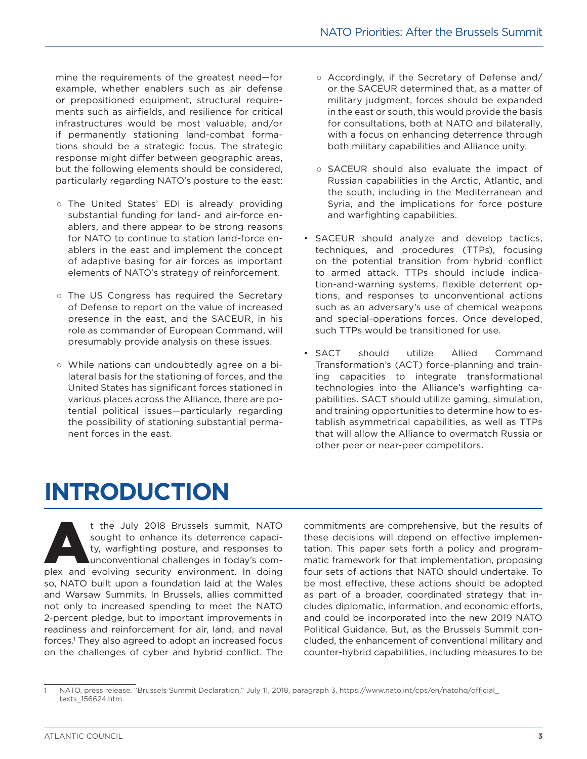mine the requirements of the greatest need—for example, whether enablers such as air defense or prepositioned equipment, structural requirements such as airfields, and resilience for critical infrastructures would be most valuable, and/or if permanently stationing land-combat formations should be a strategic focus. The strategic response might differ between geographic areas, but the following elements should be considered, particularly regarding NATO's posture to the east:

- The United States' EDI is already providing substantial funding for land- and air-force enablers, and there appear to be strong reasons for NATO to continue to station land-force enablers in the east and implement the concept of adaptive basing for air forces as important elements of NATO's strategy of reinforcement.
- The US Congress has required the Secretary of Defense to report on the value of increased presence in the east, and the SACEUR, in his role as commander of European Command, will presumably provide analysis on these issues.
- While nations can undoubtedly agree on a bilateral basis for the stationing of forces, and the United States has significant forces stationed in various places across the Alliance, there are potential political issues—particularly regarding the possibility of stationing substantial permanent forces in the east.
- Accordingly, if the Secretary of Defense and/or the SACEUR determined that, as a matter of military judgment, forces should be expanded in the east or south, this would provide the basis for consultations, both at NATO and bilaterally, with a focus on enhancing deterrence through both military capabilities and Alliance unity.
- SACEUR should also evaluate the impact of Russian capabilities in the Arctic, Atlantic, and the south, including in the Mediterranean and Syria, and the implications for force posture and warfighting capabilities.

- SACEUR should analyze and develop tactics, techniques, and procedures (TTPs), focusing on the potential transition from hybrid conflict to armed attack. TTPs should include indication-and-warning systems, flexible deterrent options, and responses to unconventional actions such as an adversary's use of chemical weapons and special-operations forces. Once developed, such TTPs would be transitioned for use.
- SACT should utilize Allied Command Transformation's (ACT) force-planning and training capacities to integrate transformational technologies into the Alliance's warfighting capabilities. SACT should utilize gaming, simulation, and training opportunities to determine how to establish asymmetrical capabilities, as well as TTPs that will allow the Alliance to overmatch Russia or other peer or near-peer competitors.

# INTRODUCTION

At the July 2018 Brussels summit, NATO sought to enhance its deterrence capacity, warfighting posture, and responses to unconventional challenges in today's complex and evolving security environment. In doing so, NATO built upon a foundation laid at the Wales and Warsaw Summits. In Brussels, allies committed not only to increased spending to meet the NATO 2-percent pledge, but to important improvements in readiness and reinforcement for air, land, and naval forces.[1] They also agreed to adopt an increased focus on the challenges of cyber and hybrid conflict. The commitments are comprehensive, but the results of these decisions will depend on effective implementation. This paper sets forth a policy and programmatic framework for that implementation, proposing four sets of actions that NATO should undertake. To be most effective, these actions should be adopted as part of a broader, coordinated strategy that includes diplomatic, information, and economic efforts, and could be incorporated into the new 2019 NATO Political Guidance. But, as the Brussels Summit concluded, the enhancement of conventional military and counter-hybrid capabilities, including measures to be

1 NATO, press release, "Brussels Summit Declaration," July 11, 2018, paragraph 3, https://www.nato.int/cps/en/natohq/official_texts_156624.htm.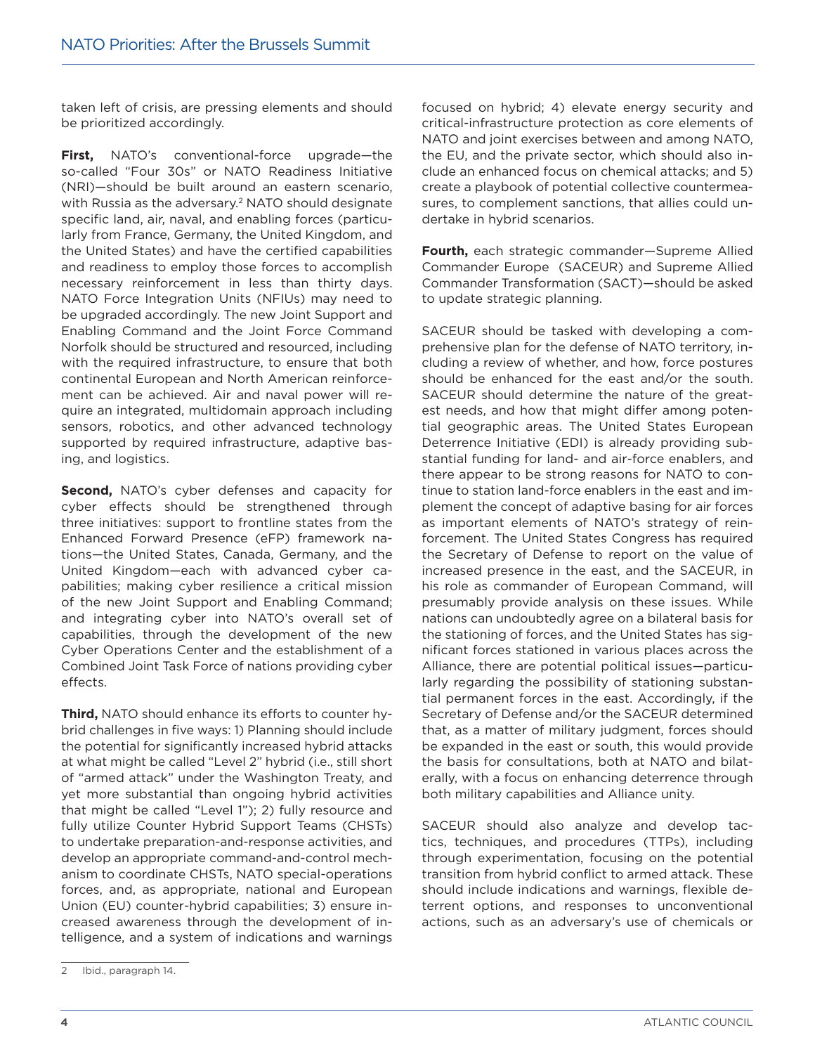taken left of crisis, are pressing elements and should be prioritized accordingly.

**First,** NATO's conventional-force upgrade—the so-called "Four 30s" or NATO Readiness Initiative (NRI)—should be built around an eastern scenario, with Russia as the adversary.[2] NATO should designate specific land, air, naval, and enabling forces (particularly from France, Germany, the United Kingdom, and the United States) and have the certified capabilities and readiness to employ those forces to accomplish necessary reinforcement in less than thirty days. NATO Force Integration Units (NFIUs) may need to be upgraded accordingly. The new Joint Support and Enabling Command and the Joint Force Command Norfolk should be structured and resourced, including with the required infrastructure, to ensure that both continental European and North American reinforcement can be achieved. Air and naval power will require an integrated, multidomain approach including sensors, robotics, and other advanced technology supported by required infrastructure, adaptive basing, and logistics.

**Second,** NATO's cyber defenses and capacity for cyber effects should be strengthened through three initiatives: support to frontline states from the Enhanced Forward Presence (eFP) framework nations—the United States, Canada, Germany, and the United Kingdom—each with advanced cyber capabilities; making cyber resilience a critical mission of the new Joint Support and Enabling Command; and integrating cyber into NATO's overall set of capabilities, through the development of the new Cyber Operations Center and the establishment of a Combined Joint Task Force of nations providing cyber effects.

**Third,** NATO should enhance its efforts to counter hybrid challenges in five ways: 1) Planning should include the potential for significantly increased hybrid attacks at what might be called "Level 2" hybrid (i.e., still short of "armed attack" under the Washington Treaty, and yet more substantial than ongoing hybrid activities that might be called "Level 1"); 2) fully resource and fully utilize Counter Hybrid Support Teams (CHSTs) to undertake preparation-and-response activities, and develop an appropriate command-and-control mechanism to coordinate CHSTs, NATO special-operations forces, and, as appropriate, national and European Union (EU) counter-hybrid capabilities; 3) ensure increased awareness through the development of intelligence, and a system of indications and warnings focused on hybrid; 4) elevate energy security and critical-infrastructure protection as core elements of NATO and joint exercises between and among NATO, the EU, and the private sector, which should also include an enhanced focus on chemical attacks; and 5) create a playbook of potential collective countermeasures, to complement sanctions, that allies could undertake in hybrid scenarios.

**Fourth,** each strategic commander—Supreme Allied Commander Europe (SACEUR) and Supreme Allied Commander Transformation (SACT)—should be asked to update strategic planning.

SACEUR should be tasked with developing a comprehensive plan for the defense of NATO territory, including a review of whether, and how, force postures should be enhanced for the east and/or the south. SACEUR should determine the nature of the greatest needs, and how that might differ among potential geographic areas. The United States European Deterrence Initiative (EDI) is already providing substantial funding for land- and air-force enablers, and there appear to be strong reasons for NATO to continue to station land-force enablers in the east and implement the concept of adaptive basing for air forces as important elements of NATO's strategy of reinforcement. The United States Congress has required the Secretary of Defense to report on the value of increased presence in the east, and the SACEUR, in his role as commander of European Command, will presumably provide analysis on these issues. While nations can undoubtedly agree on a bilateral basis for the stationing of forces, and the United States has significant forces stationed in various places across the Alliance, there are potential political issues—particularly regarding the possibility of stationing substantial permanent forces in the east. Accordingly, if the Secretary of Defense and/or the SACEUR determined that, as a matter of military judgment, forces should be expanded in the east or south, this would provide the basis for consultations, both at NATO and bilaterally, with a focus on enhancing deterrence through both military capabilities and Alliance unity.

SACEUR should also analyze and develop tactics, techniques, and procedures (TTPs), including through experimentation, focusing on the potential transition from hybrid conflict to armed attack. These should include indications and warnings, flexible deterrent options, and responses to unconventional actions, such as an adversary's use of chemicals or

---

2 Ibid., paragraph 14.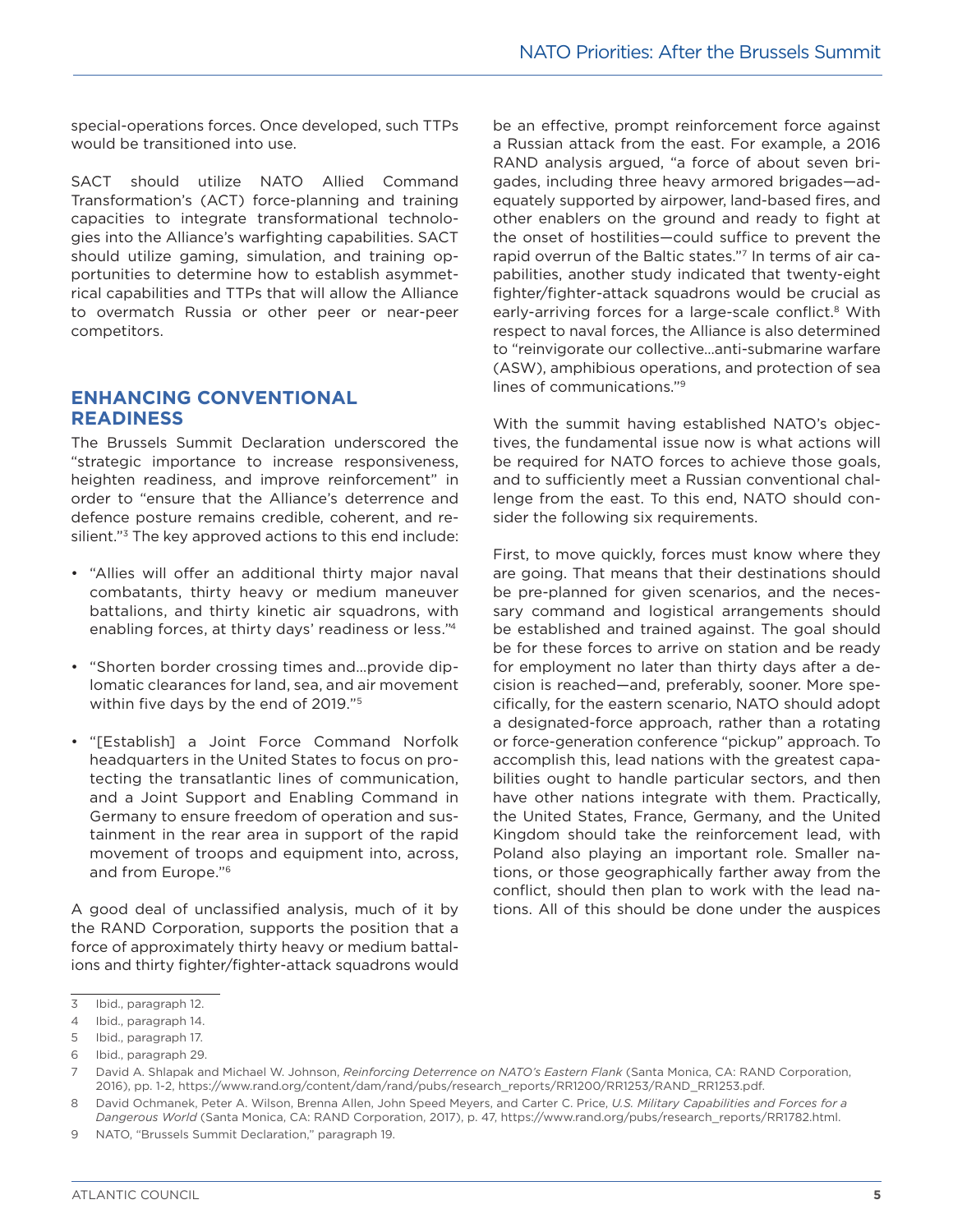special-operations forces. Once developed, such TTPs would be transitioned into use.

SACT should utilize NATO Allied Command Transformation's (ACT) force-planning and training capacities to integrate transformational technologies into the Alliance's warfighting capabilities. SACT should utilize gaming, simulation, and training opportunities to determine how to establish asymmetrical capabilities and TTPs that will allow the Alliance to overmatch Russia or other peer or near-peer competitors.

## ENHANCING CONVENTIONAL READINESS

The Brussels Summit Declaration underscored the "strategic importance to increase responsiveness, heighten readiness, and improve reinforcement" in order to "ensure that the Alliance's deterrence and defence posture remains credible, coherent, and resilient."[3] The key approved actions to this end include:

- "Allies will offer an additional thirty major naval combatants, thirty heavy or medium maneuver battalions, and thirty kinetic air squadrons, with enabling forces, at thirty days' readiness or less."[4]
- "Shorten border crossing times and…provide diplomatic clearances for land, sea, and air movement within five days by the end of 2019."[5]
- "[Establish] a Joint Force Command Norfolk headquarters in the United States to focus on protecting the transatlantic lines of communication, and a Joint Support and Enabling Command in Germany to ensure freedom of operation and sustainment in the rear area in support of the rapid movement of troops and equipment into, across, and from Europe."[6]

A good deal of unclassified analysis, much of it by the RAND Corporation, supports the position that a force of approximately thirty heavy or medium battalions and thirty fighter/fighter-attack squadrons would be an effective, prompt reinforcement force against a Russian attack from the east. For example, a 2016 RAND analysis argued, "a force of about seven brigades, including three heavy armored brigades—adequately supported by airpower, land-based fires, and other enablers on the ground and ready to fight at the onset of hostilities—could suffice to prevent the rapid overrun of the Baltic states."[7] In terms of air capabilities, another study indicated that twenty-eight fighter/fighter-attack squadrons would be crucial as early-arriving forces for a large-scale conflict.[8] With respect to naval forces, the Alliance is also determined to "reinvigorate our collective…anti-submarine warfare (ASW), amphibious operations, and protection of sea lines of communications."[9]

With the summit having established NATO's objectives, the fundamental issue now is what actions will be required for NATO forces to achieve those goals, and to sufficiently meet a Russian conventional challenge from the east. To this end, NATO should consider the following six requirements.

First, to move quickly, forces must know where they are going. That means that their destinations should be pre-planned for given scenarios, and the necessary command and logistical arrangements should be established and trained against. The goal should be for these forces to arrive on station and be ready for employment no later than thirty days after a decision is reached—and, preferably, sooner. More specifically, for the eastern scenario, NATO should adopt a designated-force approach, rather than a rotating or force-generation conference "pickup" approach. To accomplish this, lead nations with the greatest capabilities ought to handle particular sectors, and then have other nations integrate with them. Practically, the United States, France, Germany, and the United Kingdom should take the reinforcement lead, with Poland also playing an important role. Smaller nations, or those geographically farther away from the conflict, should then plan to work with the lead nations. All of this should be done under the auspices

---

3 Ibid., paragraph 12.

4 Ibid., paragraph 14.

5 Ibid., paragraph 17.

6 Ibid., paragraph 29.

7 David A. Shlapak and Michael W. Johnson, *Reinforcing Deterrence on NATO's Eastern Flank* (Santa Monica, CA: RAND Corporation, 2016), pp. 1-2, https://www.rand.org/content/dam/rand/pubs/research_reports/RR1200/RR1253/RAND_RR1253.pdf.

8 David Ochmanek, Peter A. Wilson, Brenna Allen, John Speed Meyers, and Carter C. Price, *U.S. Military Capabilities and Forces for a Dangerous World* (Santa Monica, CA: RAND Corporation, 2017), p. 47, https://www.rand.org/pubs/research_reports/RR1782.html.

9 NATO, "Brussels Summit Declaration," paragraph 19.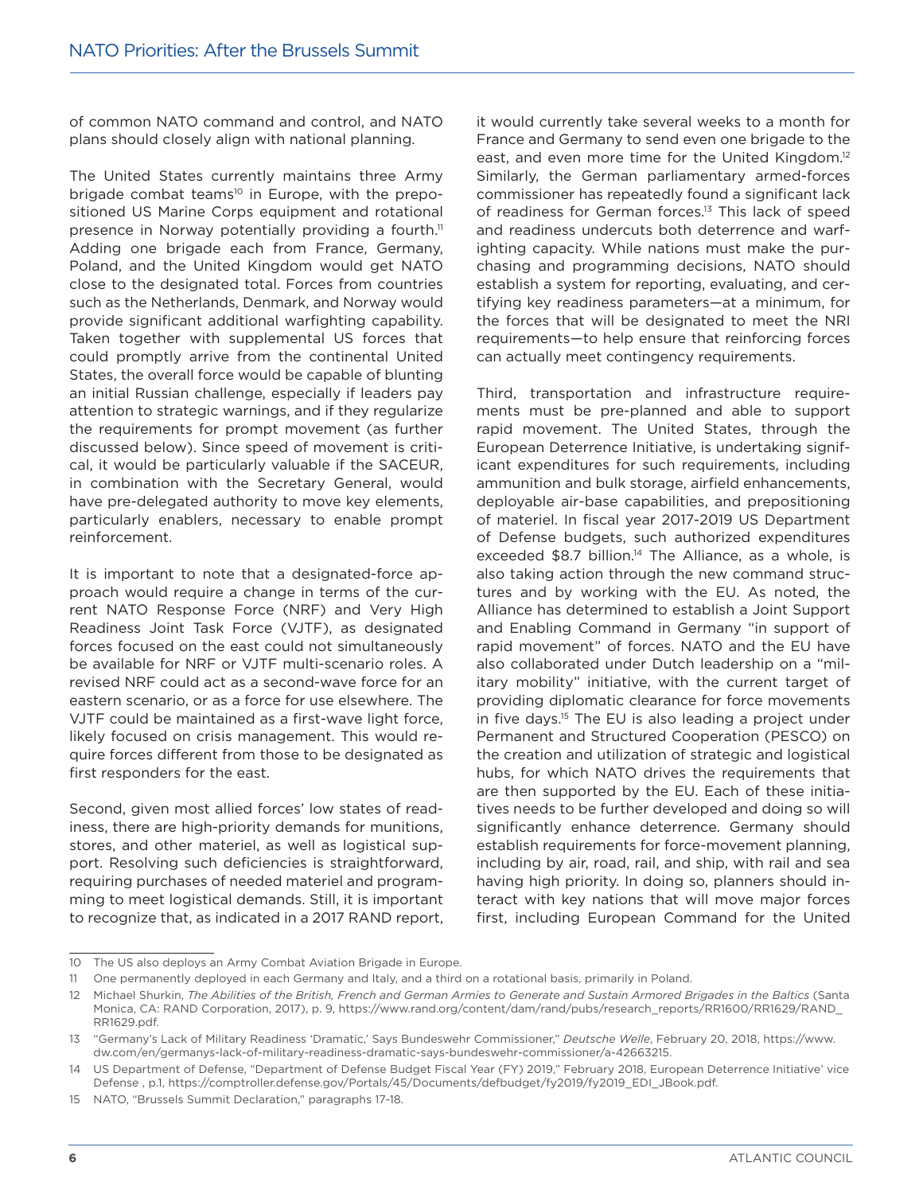of common NATO command and control, and NATO plans should closely align with national planning.

The United States currently maintains three Army brigade combat teams[10] in Europe, with the prepositioned US Marine Corps equipment and rotational presence in Norway potentially providing a fourth.[11] Adding one brigade each from France, Germany, Poland, and the United Kingdom would get NATO close to the designated total. Forces from countries such as the Netherlands, Denmark, and Norway would provide significant additional warfighting capability. Taken together with supplemental US forces that could promptly arrive from the continental United States, the overall force would be capable of blunting an initial Russian challenge, especially if leaders pay attention to strategic warnings, and if they regularize the requirements for prompt movement (as further discussed below). Since speed of movement is critical, it would be particularly valuable if the SACEUR, in combination with the Secretary General, would have pre-delegated authority to move key elements, particularly enablers, necessary to enable prompt reinforcement.

It is important to note that a designated-force approach would require a change in terms of the current NATO Response Force (NRF) and Very High Readiness Joint Task Force (VJTF), as designated forces focused on the east could not simultaneously be available for NRF or VJTF multi-scenario roles. A revised NRF could act as a second-wave force for an eastern scenario, or as a force for use elsewhere. The VJTF could be maintained as a first-wave light force, likely focused on crisis management. This would require forces different from those to be designated as first responders for the east.

Second, given most allied forces' low states of readiness, there are high-priority demands for munitions, stores, and other materiel, as well as logistical support. Resolving such deficiencies is straightforward, requiring purchases of needed materiel and programming to meet logistical demands. Still, it is important to recognize that, as indicated in a 2017 RAND report, it would currently take several weeks to a month for France and Germany to send even one brigade to the east, and even more time for the United Kingdom.[12] Similarly, the German parliamentary armed-forces commissioner has repeatedly found a significant lack of readiness for German forces.[13] This lack of speed and readiness undercuts both deterrence and warfighting capacity. While nations must make the purchasing and programming decisions, NATO should establish a system for reporting, evaluating, and certifying key readiness parameters—at a minimum, for the forces that will be designated to meet the NRI requirements—to help ensure that reinforcing forces can actually meet contingency requirements.

Third, transportation and infrastructure requirements must be pre-planned and able to support rapid movement. The United States, through the European Deterrence Initiative, is undertaking significant expenditures for such requirements, including ammunition and bulk storage, airfield enhancements, deployable air-base capabilities, and prepositioning of materiel. In fiscal year 2017-2019 US Department of Defense budgets, such authorized expenditures exceeded $8.7 billion.[14] The Alliance, as a whole, is also taking action through the new command structures and by working with the EU. As noted, the Alliance has determined to establish a Joint Support and Enabling Command in Germany "in support of rapid movement" of forces. NATO and the EU have also collaborated under Dutch leadership on a "military mobility" initiative, with the current target of providing diplomatic clearance for force movements in five days.[15] The EU is also leading a project under Permanent and Structured Cooperation (PESCO) on the creation and utilization of strategic and logistical hubs, for which NATO drives the requirements that are then supported by the EU. Each of these initiatives needs to be further developed and doing so will significantly enhance deterrence. Germany should establish requirements for force-movement planning, including by air, road, rail, and ship, with rail and sea having high priority. In doing so, planners should interact with key nations that will move major forces first, including European Command for the United

---

10 The US also deploys an Army Combat Aviation Brigade in Europe.

11 One permanently deployed in each Germany and Italy, and a third on a rotational basis, primarily in Poland.

12 Michael Shurkin, *The Abilities of the British, French and German Armies to Generate and Sustain Armored Brigades in the Baltics* (Santa Monica, CA: RAND Corporation, 2017), p. 9, https://www.rand.org/content/dam/rand/pubs/research_reports/RR1600/RR1629/RAND_RR1629.pdf.

13 "Germany's Lack of Military Readiness 'Dramatic,' Says Bundeswehr Commissioner," *Deutsche Welle*, February 20, 2018, https://www.dw.com/en/germanys-lack-of-military-readiness-dramatic-says-bundeswehr-commissioner/a-42663215.

14 US Department of Defense, "Department of Defense Budget Fiscal Year (FY) 2019," February 2018, European Deterrence Initiative' vice Defense , p.1, https://comptroller.defense.gov/Portals/45/Documents/defbudget/fy2019/fy2019_EDI_JBook.pdf.

15 NATO, "Brussels Summit Declaration," paragraphs 17-18.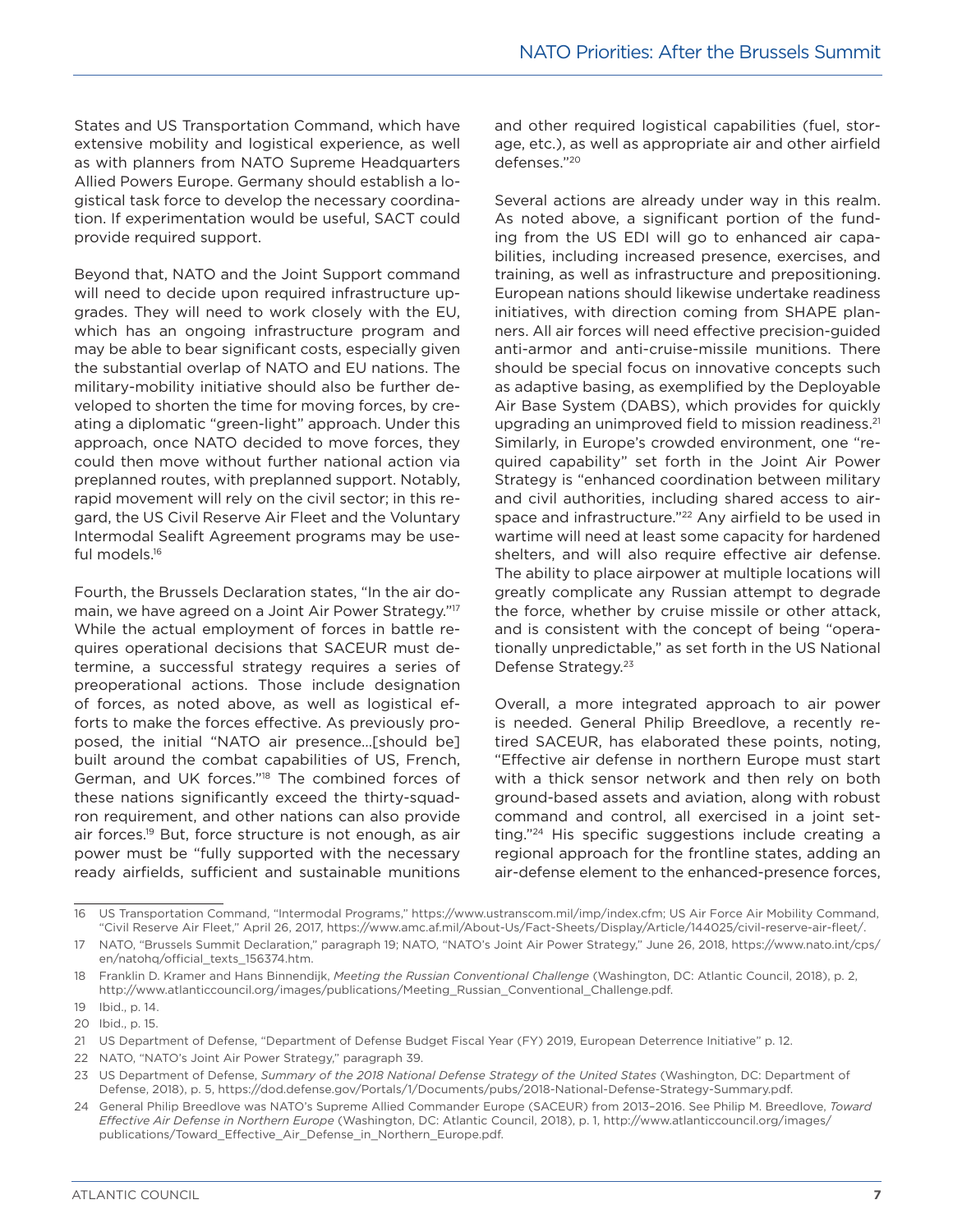States and US Transportation Command, which have extensive mobility and logistical experience, as well as with planners from NATO Supreme Headquarters Allied Powers Europe. Germany should establish a logistical task force to develop the necessary coordination. If experimentation would be useful, SACT could provide required support.

Beyond that, NATO and the Joint Support command will need to decide upon required infrastructure upgrades. They will need to work closely with the EU, which has an ongoing infrastructure program and may be able to bear significant costs, especially given the substantial overlap of NATO and EU nations. The military-mobility initiative should also be further developed to shorten the time for moving forces, by creating a diplomatic "green-light" approach. Under this approach, once NATO decided to move forces, they could then move without further national action via preplanned routes, with preplanned support. Notably, rapid movement will rely on the civil sector; in this regard, the US Civil Reserve Air Fleet and the Voluntary Intermodal Sealift Agreement programs may be useful models.[16]

Fourth, the Brussels Declaration states, "In the air domain, we have agreed on a Joint Air Power Strategy."[17] While the actual employment of forces in battle requires operational decisions that SACEUR must determine, a successful strategy requires a series of preoperational actions. Those include designation of forces, as noted above, as well as logistical efforts to make the forces effective. As previously proposed, the initial "NATO air presence...[should be] built around the combat capabilities of US, French, German, and UK forces."[18] The combined forces of these nations significantly exceed the thirty-squadron requirement, and other nations can also provide air forces.[19] But, force structure is not enough, as air power must be "fully supported with the necessary ready airfields, sufficient and sustainable munitions and other required logistical capabilities (fuel, storage, etc.), as well as appropriate air and other airfield defenses."[20]

Several actions are already under way in this realm. As noted above, a significant portion of the funding from the US EDI will go to enhanced air capabilities, including increased presence, exercises, and training, as well as infrastructure and prepositioning. European nations should likewise undertake readiness initiatives, with direction coming from SHAPE planners. All air forces will need effective precision-guided anti-armor and anti-cruise-missile munitions. There should be special focus on innovative concepts such as adaptive basing, as exemplified by the Deployable Air Base System (DABS), which provides for quickly upgrading an unimproved field to mission readiness.[21] Similarly, in Europe's crowded environment, one "required capability" set forth in the Joint Air Power Strategy is "enhanced coordination between military and civil authorities, including shared access to airspace and infrastructure."[22] Any airfield to be used in wartime will need at least some capacity for hardened shelters, and will also require effective air defense. The ability to place airpower at multiple locations will greatly complicate any Russian attempt to degrade the force, whether by cruise missile or other attack, and is consistent with the concept of being "operationally unpredictable," as set forth in the US National Defense Strategy.[23]

Overall, a more integrated approach to air power is needed. General Philip Breedlove, a recently retired SACEUR, has elaborated these points, noting, "Effective air defense in northern Europe must start with a thick sensor network and then rely on both ground-based assets and aviation, along with robust command and control, all exercised in a joint setting."[24] His specific suggestions include creating a regional approach for the frontline states, adding an air-defense element to the enhanced-presence forces,

---

16 US Transportation Command, "Intermodal Programs," https://www.ustranscom.mil/imp/index.cfm; US Air Force Air Mobility Command, "Civil Reserve Air Fleet," April 26, 2017, https://www.amc.af.mil/About-Us/Fact-Sheets/Display/Article/144025/civil-reserve-air-fleet/.

17 NATO, "Brussels Summit Declaration," paragraph 19; NATO, "NATO's Joint Air Power Strategy," June 26, 2018, https://www.nato.int/cps/en/natohq/official_texts_156374.htm.

18 Franklin D. Kramer and Hans Binnendijk, *Meeting the Russian Conventional Challenge* (Washington, DC: Atlantic Council, 2018), p. 2, http://www.atlanticcouncil.org/images/publications/Meeting_Russian_Conventional_Challenge.pdf.

19 Ibid., p. 14.

20 Ibid., p. 15.

21 US Department of Defense, "Department of Defense Budget Fiscal Year (FY) 2019, European Deterrence Initiative" p. 12.

22 NATO, "NATO's Joint Air Power Strategy," paragraph 39.

23 US Department of Defense, *Summary of the 2018 National Defense Strategy of the United States* (Washington, DC: Department of Defense, 2018), p. 5, https://dod.defense.gov/Portals/1/Documents/pubs/2018-National-Defense-Strategy-Summary.pdf.

24 General Philip Breedlove was NATO's Supreme Allied Commander Europe (SACEUR) from 2013–2016. See Philip M. Breedlove, *Toward Effective Air Defense in Northern Europe* (Washington, DC: Atlantic Council, 2018), p. 1, http://www.atlanticcouncil.org/images/publications/Toward_Effective_Air_Defense_in_Northern_Europe.pdf.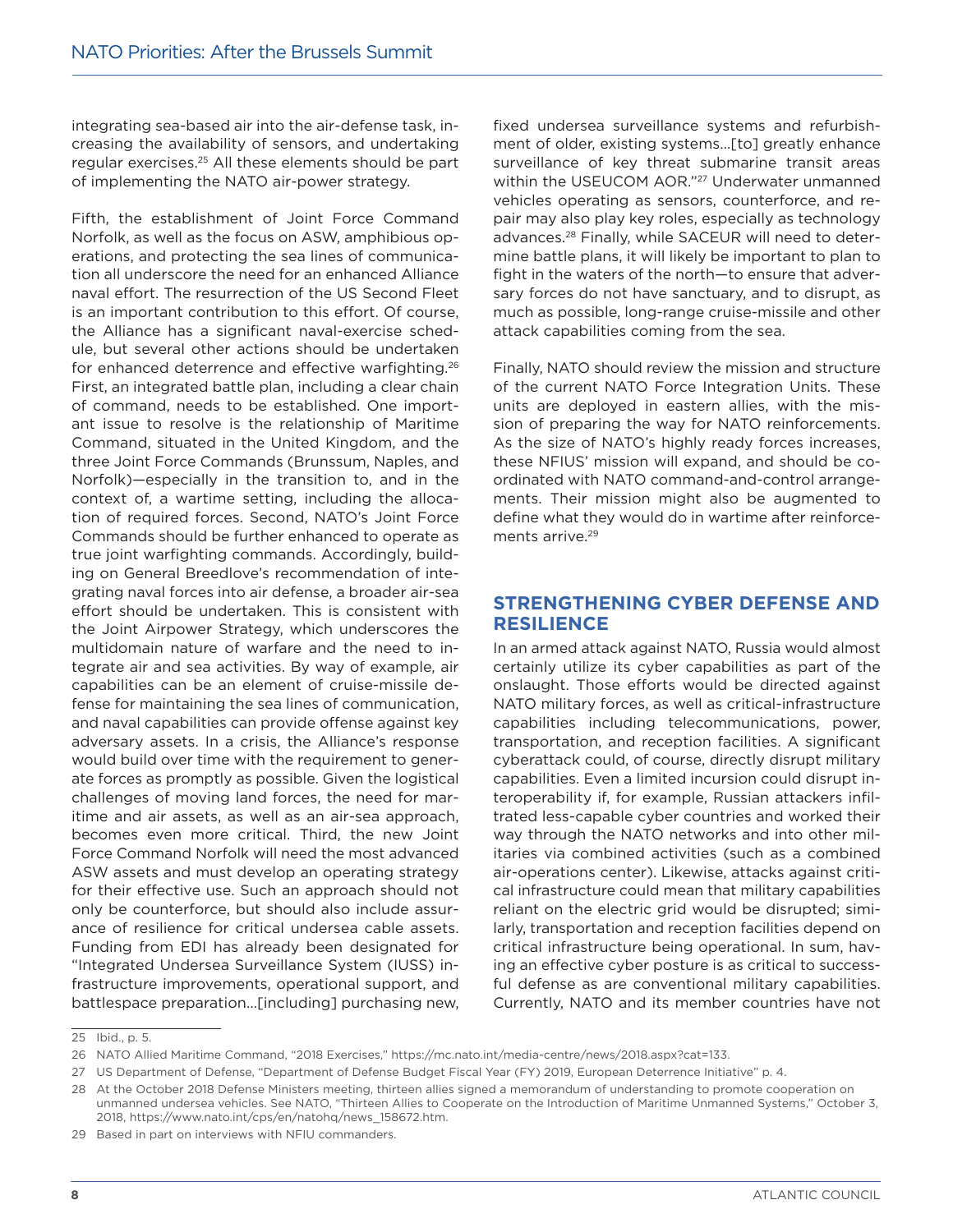integrating sea-based air into the air-defense task, increasing the availability of sensors, and undertaking regular exercises.[25] All these elements should be part of implementing the NATO air-power strategy.

Fifth, the establishment of Joint Force Command Norfolk, as well as the focus on ASW, amphibious operations, and protecting the sea lines of communication all underscore the need for an enhanced Alliance naval effort. The resurrection of the US Second Fleet is an important contribution to this effort. Of course, the Alliance has a significant naval-exercise schedule, but several other actions should be undertaken for enhanced deterrence and effective warfighting.[26] First, an integrated battle plan, including a clear chain of command, needs to be established. One important issue to resolve is the relationship of Maritime Command, situated in the United Kingdom, and the three Joint Force Commands (Brunssum, Naples, and Norfolk)—especially in the transition to, and in the context of, a wartime setting, including the allocation of required forces. Second, NATO's Joint Force Commands should be further enhanced to operate as true joint warfighting commands. Accordingly, building on General Breedlove's recommendation of integrating naval forces into air defense, a broader air-sea effort should be undertaken. This is consistent with the Joint Airpower Strategy, which underscores the multidomain nature of warfare and the need to integrate air and sea activities. By way of example, air capabilities can be an element of cruise-missile defense for maintaining the sea lines of communication, and naval capabilities can provide offense against key adversary assets. In a crisis, the Alliance's response would build over time with the requirement to generate forces as promptly as possible. Given the logistical challenges of moving land forces, the need for maritime and air assets, as well as an air-sea approach, becomes even more critical. Third, the new Joint Force Command Norfolk will need the most advanced ASW assets and must develop an operating strategy for their effective use. Such an approach should not only be counterforce, but should also include assurance of resilience for critical undersea cable assets. Funding from EDI has already been designated for "Integrated Undersea Surveillance System (IUSS) infrastructure improvements, operational support, and battlespace preparation…[including] purchasing new, fixed undersea surveillance systems and refurbishment of older, existing systems…[to] greatly enhance surveillance of key threat submarine transit areas within the USEUCOM AOR."[27] Underwater unmanned vehicles operating as sensors, counterforce, and repair may also play key roles, especially as technology advances.[28] Finally, while SACEUR will need to determine battle plans, it will likely be important to plan to fight in the waters of the north—to ensure that adversary forces do not have sanctuary, and to disrupt, as much as possible, long-range cruise-missile and other attack capabilities coming from the sea.

Finally, NATO should review the mission and structure of the current NATO Force Integration Units. These units are deployed in eastern allies, with the mission of preparing the way for NATO reinforcements. As the size of NATO's highly ready forces increases, these NFIUS' mission will expand, and should be coordinated with NATO command-and-control arrangements. Their mission might also be augmented to define what they would do in wartime after reinforcements arrive.[29]

## STRENGTHENING CYBER DEFENSE AND RESILIENCE

In an armed attack against NATO, Russia would almost certainly utilize its cyber capabilities as part of the onslaught. Those efforts would be directed against NATO military forces, as well as critical-infrastructure capabilities including telecommunications, power, transportation, and reception facilities. A significant cyberattack could, of course, directly disrupt military capabilities. Even a limited incursion could disrupt interoperability if, for example, Russian attackers infiltrated less-capable cyber countries and worked their way through the NATO networks and into other militaries via combined activities (such as a combined air-operations center). Likewise, attacks against critical infrastructure could mean that military capabilities reliant on the electric grid would be disrupted; similarly, transportation and reception facilities depend on critical infrastructure being operational. In sum, having an effective cyber posture is as critical to successful defense as are conventional military capabilities. Currently, NATO and its member countries have not

---

25 Ibid., p. 5.

26 NATO Allied Maritime Command, "2018 Exercises," https://mc.nato.int/media-centre/news/2018.aspx?cat=133.

27 US Department of Defense, "Department of Defense Budget Fiscal Year (FY) 2019, European Deterrence Initiative" p. 4.

28 At the October 2018 Defense Ministers meeting, thirteen allies signed a memorandum of understanding to promote cooperation on unmanned undersea vehicles. See NATO, "Thirteen Allies to Cooperate on the Introduction of Maritime Unmanned Systems," October 3, 2018, https://www.nato.int/cps/en/natohq/news_158672.htm.

29 Based in part on interviews with NFIU commanders.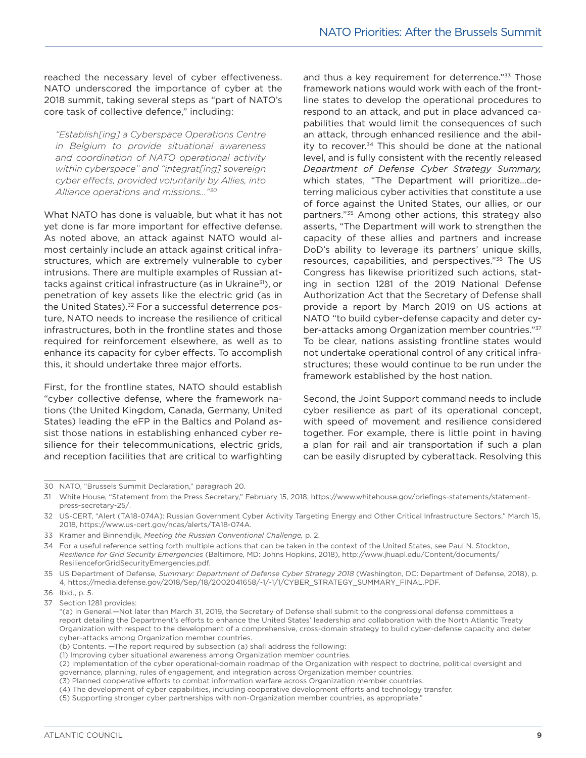reached the necessary level of cyber effectiveness. NATO underscored the importance of cyber at the 2018 summit, taking several steps as "part of NATO's core task of collective defence," including:

> *"Establish[ing] a Cyberspace Operations Centre in Belgium to provide situational awareness and coordination of NATO operational activity within cyberspace" and "integrat[ing] sovereign cyber effects, provided voluntarily by Allies, into Alliance operations and missions..."*[30]

What NATO has done is valuable, but what it has not yet done is far more important for effective defense. As noted above, an attack against NATO would almost certainly include an attack against critical infrastructures, which are extremely vulnerable to cyber intrusions. There are multiple examples of Russian attacks against critical infrastructure (as in Ukraine[31]), or penetration of key assets like the electric grid (as in the United States).[32] For a successful deterrence posture, NATO needs to increase the resilience of critical infrastructures, both in the frontline states and those required for reinforcement elsewhere, as well as to enhance its capacity for cyber effects. To accomplish this, it should undertake three major efforts.

First, for the frontline states, NATO should establish "cyber collective defense, where the framework nations (the United Kingdom, Canada, Germany, United States) leading the eFP in the Baltics and Poland assist those nations in establishing enhanced cyber resilience for their telecommunications, electric grids, and reception facilities that are critical to warfighting and thus a key requirement for deterrence."[33] Those framework nations would work with each of the frontline states to develop the operational procedures to respond to an attack, and put in place advanced capabilities that would limit the consequences of such an attack, through enhanced resilience and the ability to recover.[34] This should be done at the national level, and is fully consistent with the recently released *Department of Defense Cyber Strategy Summary,* which states, "The Department will prioritize...deterring malicious cyber activities that constitute a use of force against the United States, our allies, or our partners."[35] Among other actions, this strategy also asserts, "The Department will work to strengthen the capacity of these allies and partners and increase DoD's ability to leverage its partners' unique skills, resources, capabilities, and perspectives."[36] The US Congress has likewise prioritized such actions, stating in section 1281 of the 2019 National Defense Authorization Act that the Secretary of Defense shall provide a report by March 2019 on US actions at NATO "to build cyber-defense capacity and deter cyber-attacks among Organization member countries."[37] To be clear, nations assisting frontline states would not undertake operational control of any critical infrastructures; these would continue to be run under the framework established by the host nation.

Second, the Joint Support command needs to include cyber resilience as part of its operational concept, with speed of movement and resilience considered together. For example, there is little point in having a plan for rail and air transportation if such a plan can be easily disrupted by cyberattack. Resolving this

---

30 NATO, "Brussels Summit Declaration," paragraph 20.

31 White House, "Statement from the Press Secretary," February 15, 2018, https://www.whitehouse.gov/briefings-statements/statement-press-secretary-25/.

32 US-CERT, "Alert (TA18-074A): Russian Government Cyber Activity Targeting Energy and Other Critical Infrastructure Sectors," March 15, 2018, https://www.us-cert.gov/ncas/alerts/TA18-074A.

33 Kramer and Binnendijk, *Meeting the Russian Conventional Challenge,* p. 2.

34 For a useful reference setting forth multiple actions that can be taken in the context of the United States, see Paul N. Stockton, *Resilience for Grid Security Emergencies* (Baltimore, MD: Johns Hopkins, 2018), http://www.jhuapl.edu/Content/documents/ResilienceforGridSecurityEmergencies.pdf.

35 US Department of Defense, *Summary: Department of Defense Cyber Strategy 2018* (Washington, DC: Department of Defense, 2018), p. 4, https://media.defense.gov/2018/Sep/18/2002041658/-1/-1/1/CYBER_STRATEGY_SUMMARY_FINAL.PDF.

36 Ibid., p. 5.

37 Section 1281 provides:
"(a) In General.—Not later than March 31, 2019, the Secretary of Defense shall submit to the congressional defense committees a report detailing the Department's efforts to enhance the United States' leadership and collaboration with the North Atlantic Treaty Organization with respect to the development of a comprehensive, cross-domain strategy to build cyber-defense capacity and deter cyber-attacks among Organization member countries.
(b) Contents. —The report required by subsection (a) shall address the following:
(1) Improving cyber situational awareness among Organization member countries.
(2) Implementation of the cyber operational-domain roadmap of the Organization with respect to doctrine, political oversight and governance, planning, rules of engagement, and integration across Organization member countries.
(3) Planned cooperative efforts to combat information warfare across Organization member countries.
(4) The development of cyber capabilities, including cooperative development efforts and technology transfer.
(5) Supporting stronger cyber partnerships with non-Organization member countries, as appropriate."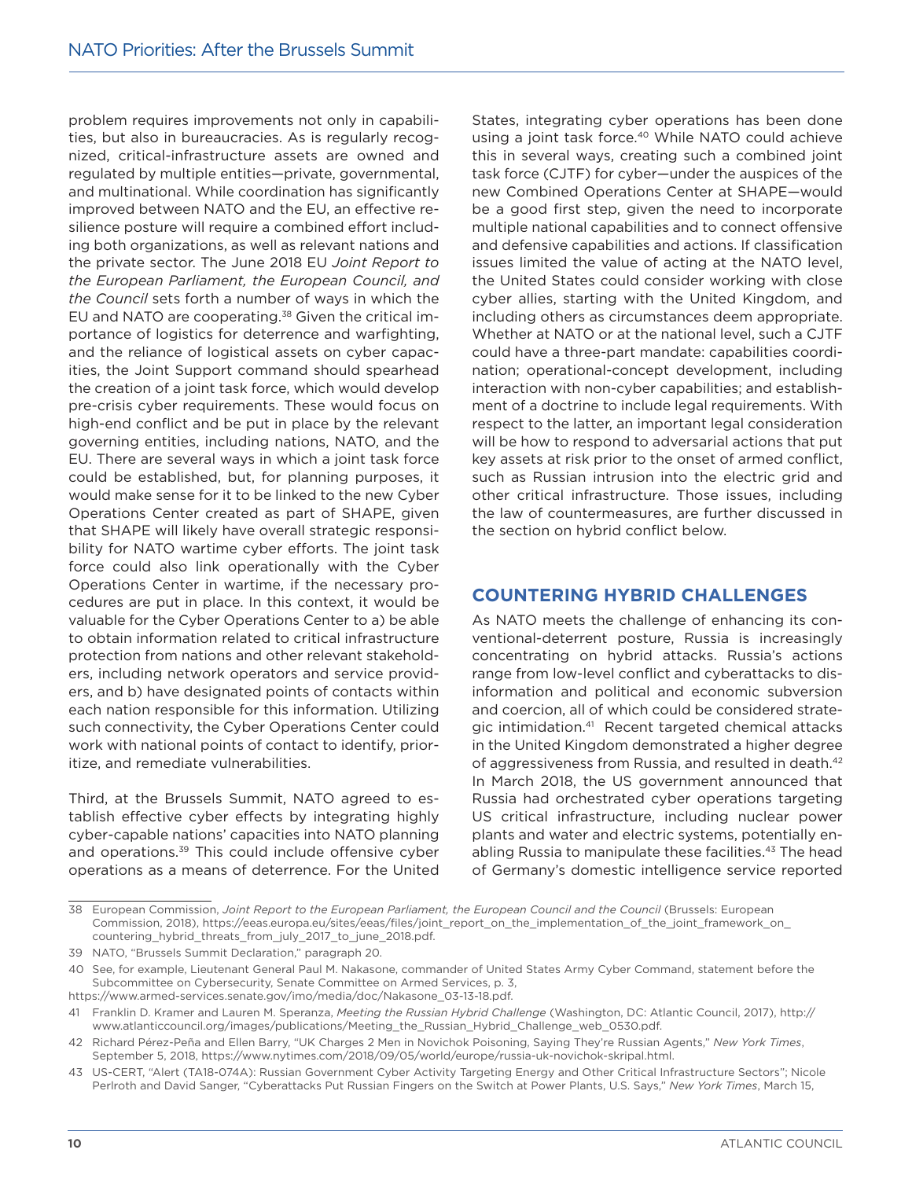problem requires improvements not only in capabilities, but also in bureaucracies. As is regularly recognized, critical-infrastructure assets are owned and regulated by multiple entities—private, governmental, and multinational. While coordination has significantly improved between NATO and the EU, an effective resilience posture will require a combined effort including both organizations, as well as relevant nations and the private sector. The June 2018 EU *Joint Report to the European Parliament, the European Council, and the Council* sets forth a number of ways in which the EU and NATO are cooperating.[38] Given the critical importance of logistics for deterrence and warfighting, and the reliance of logistical assets on cyber capacities, the Joint Support command should spearhead the creation of a joint task force, which would develop pre-crisis cyber requirements. These would focus on high-end conflict and be put in place by the relevant governing entities, including nations, NATO, and the EU. There are several ways in which a joint task force could be established, but, for planning purposes, it would make sense for it to be linked to the new Cyber Operations Center created as part of SHAPE, given that SHAPE will likely have overall strategic responsibility for NATO wartime cyber efforts. The joint task force could also link operationally with the Cyber Operations Center in wartime, if the necessary procedures are put in place. In this context, it would be valuable for the Cyber Operations Center to a) be able to obtain information related to critical infrastructure protection from nations and other relevant stakeholders, including network operators and service providers, and b) have designated points of contacts within each nation responsible for this information. Utilizing such connectivity, the Cyber Operations Center could work with national points of contact to identify, prioritize, and remediate vulnerabilities.

Third, at the Brussels Summit, NATO agreed to establish effective cyber effects by integrating highly cyber-capable nations' capacities into NATO planning and operations.[39] This could include offensive cyber operations as a means of deterrence. For the United States, integrating cyber operations has been done using a joint task force.[40] While NATO could achieve this in several ways, creating such a combined joint task force (CJTF) for cyber—under the auspices of the new Combined Operations Center at SHAPE—would be a good first step, given the need to incorporate multiple national capabilities and to connect offensive and defensive capabilities and actions. If classification issues limited the value of acting at the NATO level, the United States could consider working with close cyber allies, starting with the United Kingdom, and including others as circumstances deem appropriate. Whether at NATO or at the national level, such a CJTF could have a three-part mandate: capabilities coordination; operational-concept development, including interaction with non-cyber capabilities; and establishment of a doctrine to include legal requirements. With respect to the latter, an important legal consideration will be how to respond to adversarial actions that put key assets at risk prior to the onset of armed conflict, such as Russian intrusion into the electric grid and other critical infrastructure. Those issues, including the law of countermeasures, are further discussed in the section on hybrid conflict below.

## COUNTERING HYBRID CHALLENGES

As NATO meets the challenge of enhancing its conventional-deterrent posture, Russia is increasingly concentrating on hybrid attacks. Russia's actions range from low-level conflict and cyberattacks to disinformation and political and economic subversion and coercion, all of which could be considered strategic intimidation.[41] Recent targeted chemical attacks in the United Kingdom demonstrated a higher degree of aggressiveness from Russia, and resulted in death.[42] In March 2018, the US government announced that Russia had orchestrated cyber operations targeting US critical infrastructure, including nuclear power plants and water and electric systems, potentially enabling Russia to manipulate these facilities.[43] The head of Germany's domestic intelligence service reported

---

38 European Commission, *Joint Report to the European Parliament, the European Council and the Council* (Brussels: European Commission, 2018), https://eeas.europa.eu/sites/eeas/files/joint_report_on_the_implementation_of_the_joint_framework_on_countering_hybrid_threats_from_july_2017_to_june_2018.pdf.

39 NATO, "Brussels Summit Declaration," paragraph 20.

40 See, for example, Lieutenant General Paul M. Nakasone, commander of United States Army Cyber Command, statement before the Subcommittee on Cybersecurity, Senate Committee on Armed Services, p. 3, https://www.armed-services.senate.gov/imo/media/doc/Nakasone_03-13-18.pdf.

41 Franklin D. Kramer and Lauren M. Speranza, *Meeting the Russian Hybrid Challenge* (Washington, DC: Atlantic Council, 2017), http://www.atlanticcouncil.org/images/publications/Meeting_the_Russian_Hybrid_Challenge_web_0530.pdf.

42 Richard Pérez-Peña and Ellen Barry, "UK Charges 2 Men in Novichok Poisoning, Saying They're Russian Agents," *New York Times*, September 5, 2018, https://www.nytimes.com/2018/09/05/world/europe/russia-uk-novichok-skripal.html.

43 US-CERT, "Alert (TA18-074A): Russian Government Cyber Activity Targeting Energy and Other Critical Infrastructure Sectors"; Nicole Perlroth and David Sanger, "Cyberattacks Put Russian Fingers on the Switch at Power Plants, U.S. Says," *New York Times*, March 15,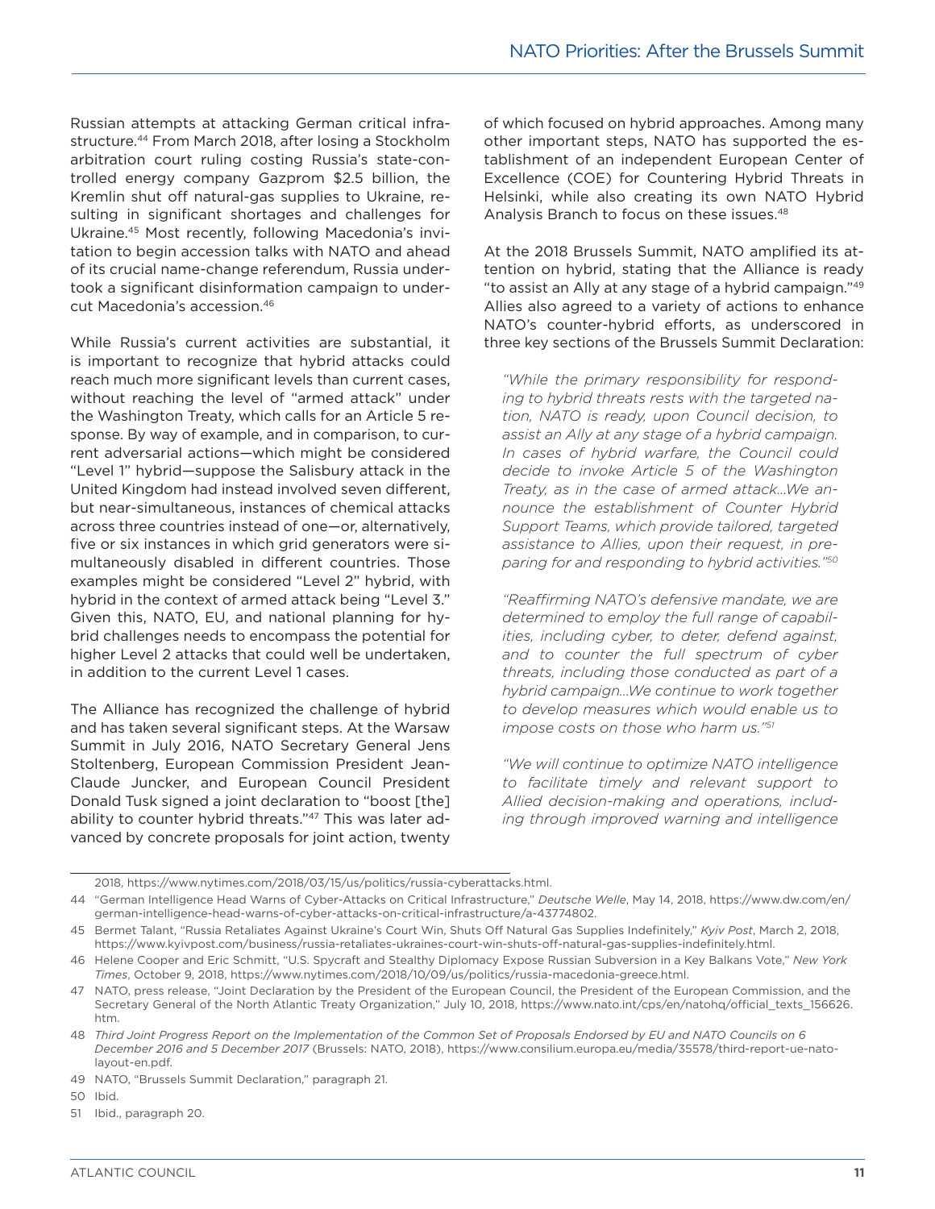Russian attempts at attacking German critical infrastructure.[44] From March 2018, after losing a Stockholm arbitration court ruling costing Russia's state-controlled energy company Gazprom $2.5 billion, the Kremlin shut off natural-gas supplies to Ukraine, resulting in significant shortages and challenges for Ukraine.[45] Most recently, following Macedonia's invitation to begin accession talks with NATO and ahead of its crucial name-change referendum, Russia undertook a significant disinformation campaign to undercut Macedonia's accession.[46]

While Russia's current activities are substantial, it is important to recognize that hybrid attacks could reach much more significant levels than current cases, without reaching the level of "armed attack" under the Washington Treaty, which calls for an Article 5 response. By way of example, and in comparison, to current adversarial actions—which might be considered "Level 1" hybrid—suppose the Salisbury attack in the United Kingdom had instead involved seven different, but near-simultaneous, instances of chemical attacks across three countries instead of one—or, alternatively, five or six instances in which grid generators were simultaneously disabled in different countries. Those examples might be considered "Level 2" hybrid, with hybrid in the context of armed attack being "Level 3." Given this, NATO, EU, and national planning for hybrid challenges needs to encompass the potential for higher Level 2 attacks that could well be undertaken, in addition to the current Level 1 cases.

The Alliance has recognized the challenge of hybrid and has taken several significant steps. At the Warsaw Summit in July 2016, NATO Secretary General Jens Stoltenberg, European Commission President Jean-Claude Juncker, and European Council President Donald Tusk signed a joint declaration to "boost [the] ability to counter hybrid threats."[47] This was later advanced by concrete proposals for joint action, twenty of which focused on hybrid approaches. Among many other important steps, NATO has supported the establishment of an independent European Center of Excellence (COE) for Countering Hybrid Threats in Helsinki, while also creating its own NATO Hybrid Analysis Branch to focus on these issues.[48]

At the 2018 Brussels Summit, NATO amplified its attention on hybrid, stating that the Alliance is ready "to assist an Ally at any stage of a hybrid campaign."[49] Allies also agreed to a variety of actions to enhance NATO's counter-hybrid efforts, as underscored in three key sections of the Brussels Summit Declaration:

> *"While the primary responsibility for responding to hybrid threats rests with the targeted nation, NATO is ready, upon Council decision, to assist an Ally at any stage of a hybrid campaign. In cases of hybrid warfare, the Council could decide to invoke Article 5 of the Washington Treaty, as in the case of armed attack…We announce the establishment of Counter Hybrid Support Teams, which provide tailored, targeted assistance to Allies, upon their request, in preparing for and responding to hybrid activities."*[50]

> *"Reaffirming NATO's defensive mandate, we are determined to employ the full range of capabilities, including cyber, to deter, defend against, and to counter the full spectrum of cyber threats, including those conducted as part of a hybrid campaign…We continue to work together to develop measures which would enable us to impose costs on those who harm us."*[51]

> *"We will continue to optimize NATO intelligence to facilitate timely and relevant support to Allied decision-making and operations, including through improved warning and intelligence*

---

2018, https://www.nytimes.com/2018/03/15/us/politics/russia-cyberattacks.html.

44 "German Intelligence Head Warns of Cyber-Attacks on Critical Infrastructure," *Deutsche Welle*, May 14, 2018, https://www.dw.com/en/german-intelligence-head-warns-of-cyber-attacks-on-critical-infrastructure/a-43774802.

45 Bermet Talant, "Russia Retaliates Against Ukraine's Court Win, Shuts Off Natural Gas Supplies Indefinitely," *Kyiv Post*, March 2, 2018, https://www.kyivpost.com/business/russia-retaliates-ukraines-court-win-shuts-off-natural-gas-supplies-indefinitely.html.

46 Helene Cooper and Eric Schmitt, "U.S. Spycraft and Stealthy Diplomacy Expose Russian Subversion in a Key Balkans Vote," *New York Times*, October 9, 2018, https://www.nytimes.com/2018/10/09/us/politics/russia-macedonia-greece.html.

47 NATO, press release, "Joint Declaration by the President of the European Council, the President of the European Commission, and the Secretary General of the North Atlantic Treaty Organization," July 10, 2018, https://www.nato.int/cps/en/natohq/official_texts_156626.htm.

48 *Third Joint Progress Report on the Implementation of the Common Set of Proposals Endorsed by EU and NATO Councils on 6 December 2016 and 5 December 2017* (Brussels: NATO, 2018), https://www.consilium.europa.eu/media/35578/third-report-ue-nato-layout-en.pdf.

49 NATO, "Brussels Summit Declaration," paragraph 21.

50 Ibid.

51 Ibid., paragraph 20.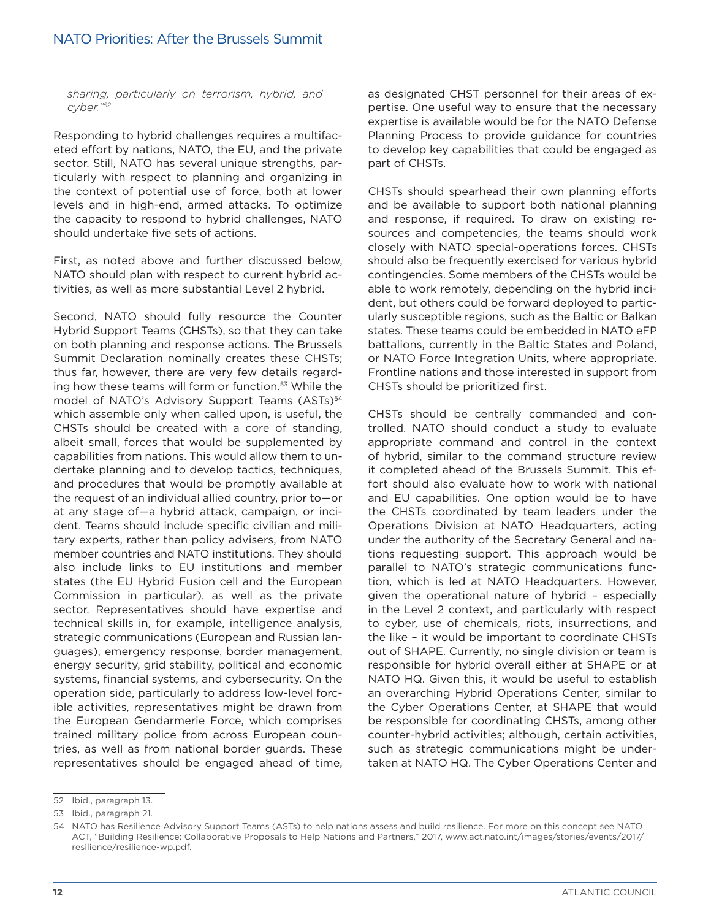*sharing, particularly on terrorism, hybrid, and cyber."*[52]

Responding to hybrid challenges requires a multifaceted effort by nations, NATO, the EU, and the private sector. Still, NATO has several unique strengths, particularly with respect to planning and organizing in the context of potential use of force, both at lower levels and in high-end, armed attacks. To optimize the capacity to respond to hybrid challenges, NATO should undertake five sets of actions.

First, as noted above and further discussed below, NATO should plan with respect to current hybrid activities, as well as more substantial Level 2 hybrid.

Second, NATO should fully resource the Counter Hybrid Support Teams (CHSTs), so that they can take on both planning and response actions. The Brussels Summit Declaration nominally creates these CHSTs; thus far, however, there are very few details regarding how these teams will form or function.[53] While the model of NATO's Advisory Support Teams (ASTs)[54] which assemble only when called upon, is useful, the CHSTs should be created with a core of standing, albeit small, forces that would be supplemented by capabilities from nations. This would allow them to undertake planning and to develop tactics, techniques, and procedures that would be promptly available at the request of an individual allied country, prior to—or at any stage of—a hybrid attack, campaign, or incident. Teams should include specific civilian and military experts, rather than policy advisers, from NATO member countries and NATO institutions. They should also include links to EU institutions and member states (the EU Hybrid Fusion cell and the European Commission in particular), as well as the private sector. Representatives should have expertise and technical skills in, for example, intelligence analysis, strategic communications (European and Russian languages), emergency response, border management, energy security, grid stability, political and economic systems, financial systems, and cybersecurity. On the operation side, particularly to address low-level forcible activities, representatives might be drawn from the European Gendarmerie Force, which comprises trained military police from across European countries, as well as from national border guards. These representatives should be engaged ahead of time, as designated CHST personnel for their areas of expertise. One useful way to ensure that the necessary expertise is available would be for the NATO Defense Planning Process to provide guidance for countries to develop key capabilities that could be engaged as part of CHSTs.

CHSTs should spearhead their own planning efforts and be available to support both national planning and response, if required. To draw on existing resources and competencies, the teams should work closely with NATO special-operations forces. CHSTs should also be frequently exercised for various hybrid contingencies. Some members of the CHSTs would be able to work remotely, depending on the hybrid incident, but others could be forward deployed to particularly susceptible regions, such as the Baltic or Balkan states. These teams could be embedded in NATO eFP battalions, currently in the Baltic States and Poland, or NATO Force Integration Units, where appropriate. Frontline nations and those interested in support from CHSTs should be prioritized first.

CHSTs should be centrally commanded and controlled. NATO should conduct a study to evaluate appropriate command and control in the context of hybrid, similar to the command structure review it completed ahead of the Brussels Summit. This effort should also evaluate how to work with national and EU capabilities. One option would be to have the CHSTs coordinated by team leaders under the Operations Division at NATO Headquarters, acting under the authority of the Secretary General and nations requesting support. This approach would be parallel to NATO's strategic communications function, which is led at NATO Headquarters. However, given the operational nature of hybrid – especially in the Level 2 context, and particularly with respect to cyber, use of chemicals, riots, insurrections, and the like – it would be important to coordinate CHSTs out of SHAPE. Currently, no single division or team is responsible for hybrid overall either at SHAPE or at NATO HQ. Given this, it would be useful to establish an overarching Hybrid Operations Center, similar to the Cyber Operations Center, at SHAPE that would be responsible for coordinating CHSTs, among other counter-hybrid activities; although, certain activities, such as strategic communications might be undertaken at NATO HQ. The Cyber Operations Center and

52 Ibid., paragraph 13.

53 Ibid., paragraph 21.

54 NATO has Resilience Advisory Support Teams (ASTs) to help nations assess and build resilience. For more on this concept see NATO ACT, "Building Resilience: Collaborative Proposals to Help Nations and Partners," 2017, www.act.nato.int/images/stories/events/2017/resilience/resilience-wp.pdf.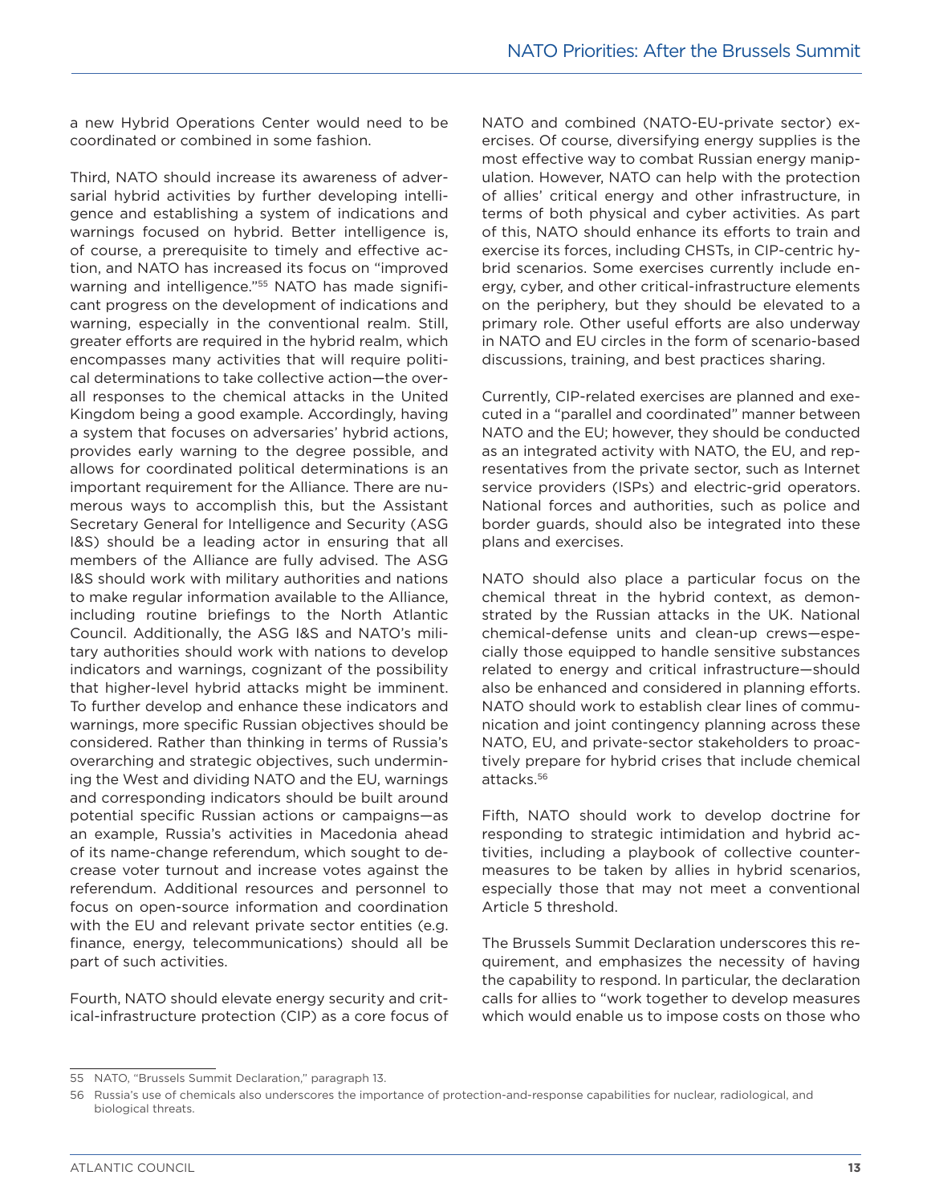a new Hybrid Operations Center would need to be coordinated or combined in some fashion.

Third, NATO should increase its awareness of adversarial hybrid activities by further developing intelligence and establishing a system of indications and warnings focused on hybrid. Better intelligence is, of course, a prerequisite to timely and effective action, and NATO has increased its focus on "improved warning and intelligence."[55] NATO has made significant progress on the development of indications and warning, especially in the conventional realm. Still, greater efforts are required in the hybrid realm, which encompasses many activities that will require political determinations to take collective action—the overall responses to the chemical attacks in the United Kingdom being a good example. Accordingly, having a system that focuses on adversaries' hybrid actions, provides early warning to the degree possible, and allows for coordinated political determinations is an important requirement for the Alliance. There are numerous ways to accomplish this, but the Assistant Secretary General for Intelligence and Security (ASG I&S) should be a leading actor in ensuring that all members of the Alliance are fully advised. The ASG I&S should work with military authorities and nations to make regular information available to the Alliance, including routine briefings to the North Atlantic Council. Additionally, the ASG I&S and NATO's military authorities should work with nations to develop indicators and warnings, cognizant of the possibility that higher-level hybrid attacks might be imminent. To further develop and enhance these indicators and warnings, more specific Russian objectives should be considered. Rather than thinking in terms of Russia's overarching and strategic objectives, such undermining the West and dividing NATO and the EU, warnings and corresponding indicators should be built around potential specific Russian actions or campaigns—as an example, Russia's activities in Macedonia ahead of its name-change referendum, which sought to decrease voter turnout and increase votes against the referendum. Additional resources and personnel to focus on open-source information and coordination with the EU and relevant private sector entities (e.g. finance, energy, telecommunications) should all be part of such activities.

Fourth, NATO should elevate energy security and critical-infrastructure protection (CIP) as a core focus of NATO and combined (NATO-EU-private sector) exercises. Of course, diversifying energy supplies is the most effective way to combat Russian energy manipulation. However, NATO can help with the protection of allies' critical energy and other infrastructure, in terms of both physical and cyber activities. As part of this, NATO should enhance its efforts to train and exercise its forces, including CHSTs, in CIP-centric hybrid scenarios. Some exercises currently include energy, cyber, and other critical-infrastructure elements on the periphery, but they should be elevated to a primary role. Other useful efforts are also underway in NATO and EU circles in the form of scenario-based discussions, training, and best practices sharing.

Currently, CIP-related exercises are planned and executed in a "parallel and coordinated" manner between NATO and the EU; however, they should be conducted as an integrated activity with NATO, the EU, and representatives from the private sector, such as Internet service providers (ISPs) and electric-grid operators. National forces and authorities, such as police and border guards, should also be integrated into these plans and exercises.

NATO should also place a particular focus on the chemical threat in the hybrid context, as demonstrated by the Russian attacks in the UK. National chemical-defense units and clean-up crews—especially those equipped to handle sensitive substances related to energy and critical infrastructure—should also be enhanced and considered in planning efforts. NATO should work to establish clear lines of communication and joint contingency planning across these NATO, EU, and private-sector stakeholders to proactively prepare for hybrid crises that include chemical attacks.[56]

Fifth, NATO should work to develop doctrine for responding to strategic intimidation and hybrid activities, including a playbook of collective countermeasures to be taken by allies in hybrid scenarios, especially those that may not meet a conventional Article 5 threshold.

The Brussels Summit Declaration underscores this requirement, and emphasizes the necessity of having the capability to respond. In particular, the declaration calls for allies to "work together to develop measures which would enable us to impose costs on those who

---

55 NATO, "Brussels Summit Declaration," paragraph 13.

56 Russia's use of chemicals also underscores the importance of protection-and-response capabilities for nuclear, radiological, and biological threats.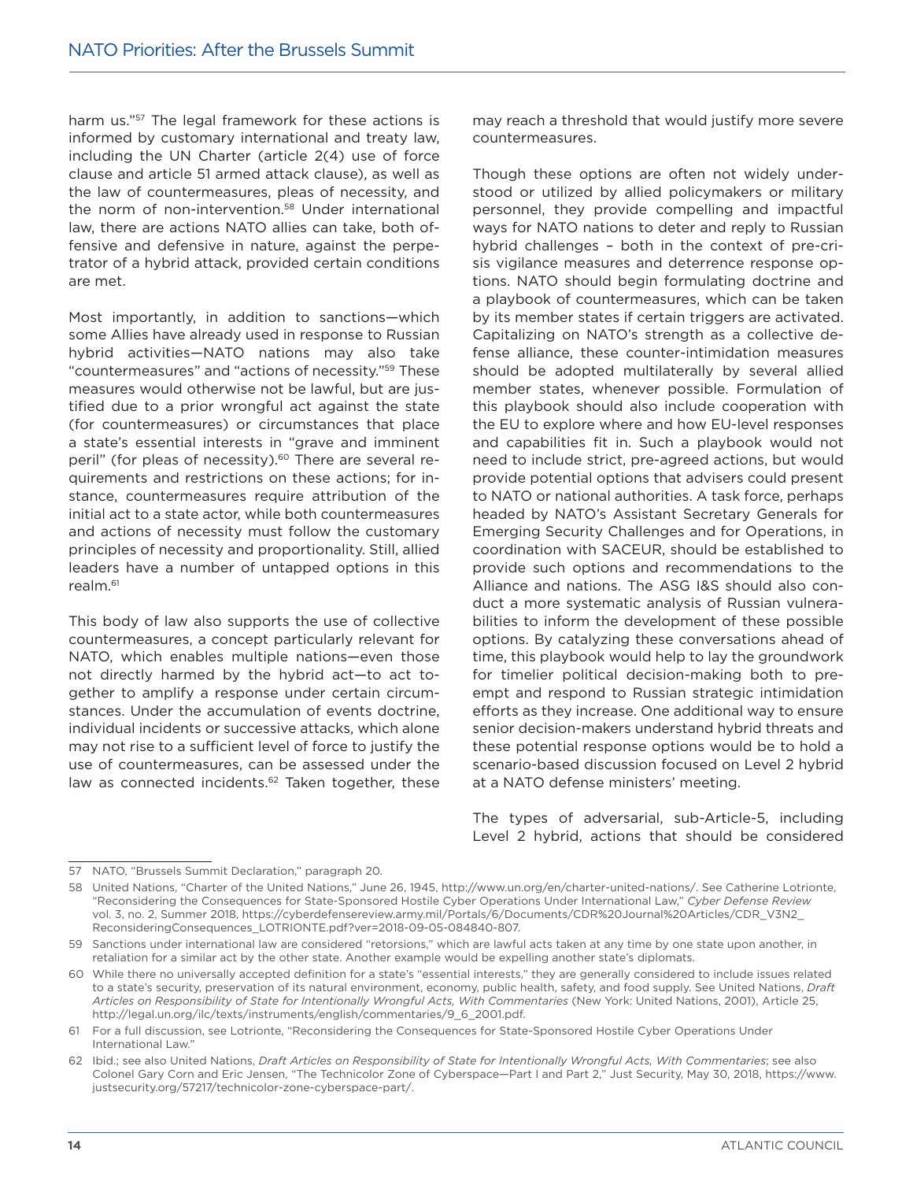harm us."[57] The legal framework for these actions is informed by customary international and treaty law, including the UN Charter (article 2(4) use of force clause and article 51 armed attack clause), as well as the law of countermeasures, pleas of necessity, and the norm of non-intervention.[58] Under international law, there are actions NATO allies can take, both offensive and defensive in nature, against the perpetrator of a hybrid attack, provided certain conditions are met.

Most importantly, in addition to sanctions—which some Allies have already used in response to Russian hybrid activities—NATO nations may also take "countermeasures" and "actions of necessity."[59] These measures would otherwise not be lawful, but are justified due to a prior wrongful act against the state (for countermeasures) or circumstances that place a state's essential interests in "grave and imminent peril" (for pleas of necessity).[60] There are several requirements and restrictions on these actions; for instance, countermeasures require attribution of the initial act to a state actor, while both countermeasures and actions of necessity must follow the customary principles of necessity and proportionality. Still, allied leaders have a number of untapped options in this realm.[61]

This body of law also supports the use of collective countermeasures, a concept particularly relevant for NATO, which enables multiple nations—even those not directly harmed by the hybrid act—to act together to amplify a response under certain circumstances. Under the accumulation of events doctrine, individual incidents or successive attacks, which alone may not rise to a sufficient level of force to justify the use of countermeasures, can be assessed under the law as connected incidents.[62] Taken together, these may reach a threshold that would justify more severe countermeasures.

Though these options are often not widely understood or utilized by allied policymakers or military personnel, they provide compelling and impactful ways for NATO nations to deter and reply to Russian hybrid challenges – both in the context of pre-crisis vigilance measures and deterrence response options. NATO should begin formulating doctrine and a playbook of countermeasures, which can be taken by its member states if certain triggers are activated. Capitalizing on NATO's strength as a collective defense alliance, these counter-intimidation measures should be adopted multilaterally by several allied member states, whenever possible. Formulation of this playbook should also include cooperation with the EU to explore where and how EU-level responses and capabilities fit in. Such a playbook would not need to include strict, pre-agreed actions, but would provide potential options that advisers could present to NATO or national authorities. A task force, perhaps headed by NATO's Assistant Secretary Generals for Emerging Security Challenges and for Operations, in coordination with SACEUR, should be established to provide such options and recommendations to the Alliance and nations. The ASG I&S should also conduct a more systematic analysis of Russian vulnerabilities to inform the development of these possible options. By catalyzing these conversations ahead of time, this playbook would help to lay the groundwork for timelier political decision-making both to preempt and respond to Russian strategic intimidation efforts as they increase. One additional way to ensure senior decision-makers understand hybrid threats and these potential response options would be to hold a scenario-based discussion focused on Level 2 hybrid at a NATO defense ministers' meeting.

The types of adversarial, sub-Article-5, including Level 2 hybrid, actions that should be considered

---

57 NATO, "Brussels Summit Declaration," paragraph 20.

58 United Nations, "Charter of the United Nations," June 26, 1945, http://www.un.org/en/charter-united-nations/. See Catherine Lotrionte, "Reconsidering the Consequences for State-Sponsored Hostile Cyber Operations Under International Law," *Cyber Defense Review* vol. 3, no. 2, Summer 2018, https://cyberdefensereview.army.mil/Portals/6/Documents/CDR%20Journal%20Articles/CDR_V3N2_ReconsideringConsequences_LOTRIONTE.pdf?ver=2018-09-05-084840-807.

59 Sanctions under international law are considered "retorsions," which are lawful acts taken at any time by one state upon another, in retaliation for a similar act by the other state. Another example would be expelling another state's diplomats.

60 While there no universally accepted definition for a state's "essential interests," they are generally considered to include issues related to a state's security, preservation of its natural environment, economy, public health, safety, and food supply. See United Nations, *Draft Articles on Responsibility of State for Intentionally Wrongful Acts, With Commentaries* (New York: United Nations, 2001), Article 25, http://legal.un.org/ilc/texts/instruments/english/commentaries/9_6_2001.pdf.

61 For a full discussion, see Lotrionte, "Reconsidering the Consequences for State-Sponsored Hostile Cyber Operations Under International Law."

62 Ibid.; see also United Nations, *Draft Articles on Responsibility of State for Intentionally Wrongful Acts, With Commentaries*; see also Colonel Gary Corn and Eric Jensen, "The Technicolor Zone of Cyberspace—Part I and Part 2," Just Security, May 30, 2018, https://www.justsecurity.org/57217/technicolor-zone-cyberspace-part/.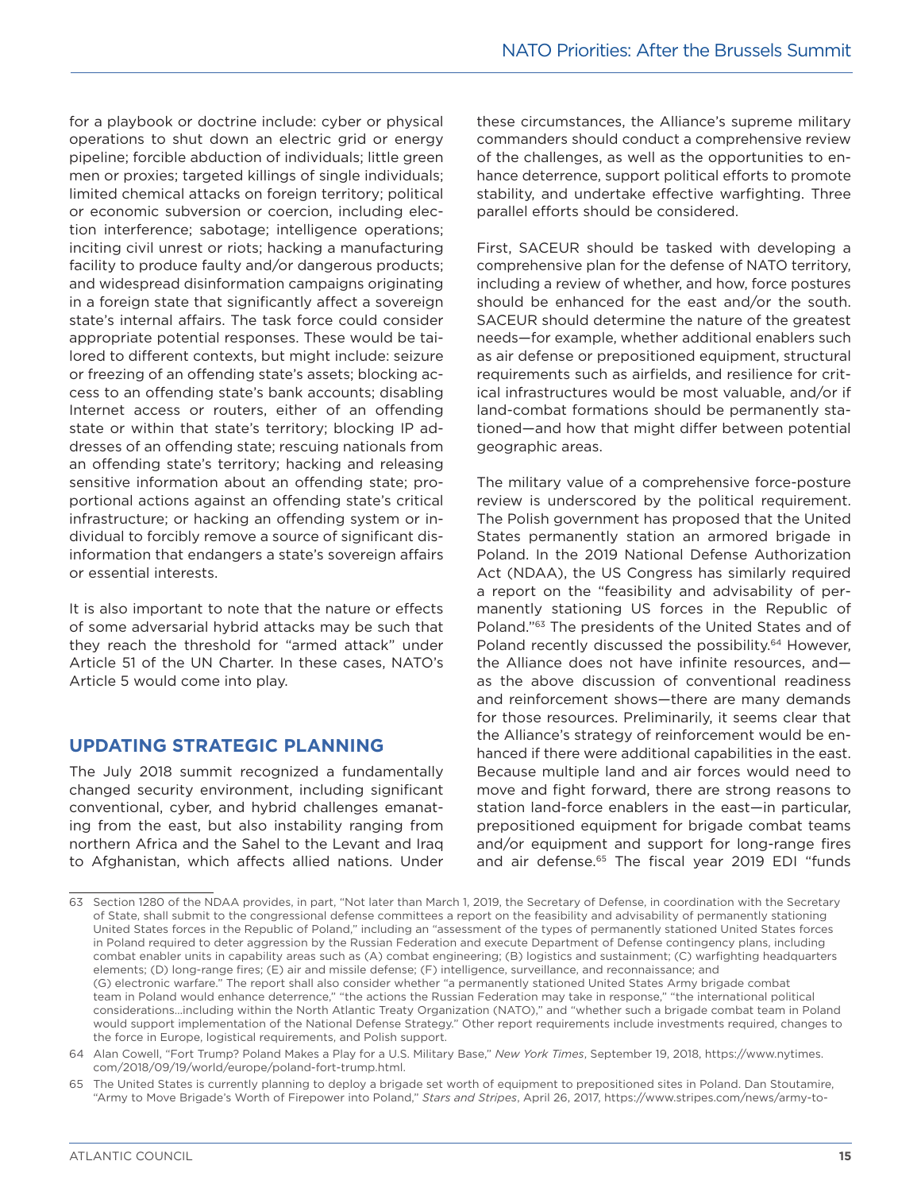for a playbook or doctrine include: cyber or physical operations to shut down an electric grid or energy pipeline; forcible abduction of individuals; little green men or proxies; targeted killings of single individuals; limited chemical attacks on foreign territory; political or economic subversion or coercion, including election interference; sabotage; intelligence operations; inciting civil unrest or riots; hacking a manufacturing facility to produce faulty and/or dangerous products; and widespread disinformation campaigns originating in a foreign state that significantly affect a sovereign state's internal affairs. The task force could consider appropriate potential responses. These would be tailored to different contexts, but might include: seizure or freezing of an offending state's assets; blocking access to an offending state's bank accounts; disabling Internet access or routers, either of an offending state or within that state's territory; blocking IP addresses of an offending state; rescuing nationals from an offending state's territory; hacking and releasing sensitive information about an offending state; proportional actions against an offending state's critical infrastructure; or hacking an offending system or individual to forcibly remove a source of significant disinformation that endangers a state's sovereign affairs or essential interests.

It is also important to note that the nature or effects of some adversarial hybrid attacks may be such that they reach the threshold for "armed attack" under Article 51 of the UN Charter. In these cases, NATO's Article 5 would come into play.

## UPDATING STRATEGIC PLANNING

The July 2018 summit recognized a fundamentally changed security environment, including significant conventional, cyber, and hybrid challenges emanating from the east, but also instability ranging from northern Africa and the Sahel to the Levant and Iraq to Afghanistan, which affects allied nations. Under these circumstances, the Alliance's supreme military commanders should conduct a comprehensive review of the challenges, as well as the opportunities to enhance deterrence, support political efforts to promote stability, and undertake effective warfighting. Three parallel efforts should be considered.

First, SACEUR should be tasked with developing a comprehensive plan for the defense of NATO territory, including a review of whether, and how, force postures should be enhanced for the east and/or the south. SACEUR should determine the nature of the greatest needs—for example, whether additional enablers such as air defense or prepositioned equipment, structural requirements such as airfields, and resilience for critical infrastructures would be most valuable, and/or if land-combat formations should be permanently stationed—and how that might differ between potential geographic areas.

The military value of a comprehensive force-posture review is underscored by the political requirement. The Polish government has proposed that the United States permanently station an armored brigade in Poland. In the 2019 National Defense Authorization Act (NDAA), the US Congress has similarly required a report on the "feasibility and advisability of permanently stationing US forces in the Republic of Poland."[63] The presidents of the United States and of Poland recently discussed the possibility.[64] However, the Alliance does not have infinite resources, and—as the above discussion of conventional readiness and reinforcement shows—there are many demands for those resources. Preliminarily, it seems clear that the Alliance's strategy of reinforcement would be enhanced if there were additional capabilities in the east. Because multiple land and air forces would need to move and fight forward, there are strong reasons to station land-force enablers in the east—in particular, prepositioned equipment for brigade combat teams and/or equipment and support for long-range fires and air defense.[65] The fiscal year 2019 EDI "funds

63 Section 1280 of the NDAA provides, in part, "Not later than March 1, 2019, the Secretary of Defense, in coordination with the Secretary of State, shall submit to the congressional defense committees a report on the feasibility and advisability of permanently stationing United States forces in the Republic of Poland," including an "assessment of the types of permanently stationed United States forces in Poland required to deter aggression by the Russian Federation and execute Department of Defense contingency plans, including combat enabler units in capability areas such as (A) combat engineering; (B) logistics and sustainment; (C) warfighting headquarters elements; (D) long-range fires; (E) air and missile defense; (F) intelligence, surveillance, and reconnaissance; and (G) electronic warfare." The report shall also consider whether "a permanently stationed United States Army brigade combat team in Poland would enhance deterrence," "the actions the Russian Federation may take in response," "the international political considerations…including within the North Atlantic Treaty Organization (NATO)," and "whether such a brigade combat team in Poland would support implementation of the National Defense Strategy." Other report requirements include investments required, changes to the force in Europe, logistical requirements, and Polish support.

64 Alan Cowell, "Fort Trump? Poland Makes a Play for a U.S. Military Base," *New York Times*, September 19, 2018, https://www.nytimes.com/2018/09/19/world/europe/poland-fort-trump.html.

65 The United States is currently planning to deploy a brigade set worth of equipment to prepositioned sites in Poland. Dan Stoutamire, "Army to Move Brigade's Worth of Firepower into Poland," *Stars and Stripes*, April 26, 2017, https://www.stripes.com/news/army-to-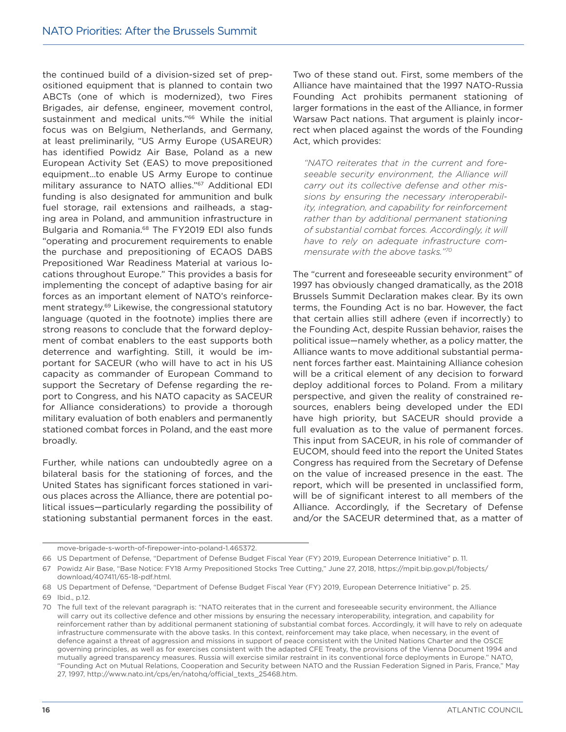the continued build of a division-sized set of prepositioned equipment that is planned to contain two ABCTs (one of which is modernized), two Fires Brigades, air defense, engineer, movement control, sustainment and medical units."[66] While the initial focus was on Belgium, Netherlands, and Germany, at least preliminarily, "US Army Europe (USAREUR) has identified Powidz Air Base, Poland as a new European Activity Set (EAS) to move prepositioned equipment…to enable US Army Europe to continue military assurance to NATO allies."[67] Additional EDI funding is also designated for ammunition and bulk fuel storage, rail extensions and railheads, a staging area in Poland, and ammunition infrastructure in Bulgaria and Romania.[68] The FY2019 EDI also funds "operating and procurement requirements to enable the purchase and prepositioning of ECAOS DABS Prepositioned War Readiness Material at various locations throughout Europe." This provides a basis for implementing the concept of adaptive basing for air forces as an important element of NATO's reinforcement strategy.[69] Likewise, the congressional statutory language (quoted in the footnote) implies there are strong reasons to conclude that the forward deployment of combat enablers to the east supports both deterrence and warfighting. Still, it would be important for SACEUR (who will have to act in his US capacity as commander of European Command to support the Secretary of Defense regarding the report to Congress, and his NATO capacity as SACEUR for Alliance considerations) to provide a thorough military evaluation of both enablers and permanently stationed combat forces in Poland, and the east more broadly.

Further, while nations can undoubtedly agree on a bilateral basis for the stationing of forces, and the United States has significant forces stationed in various places across the Alliance, there are potential political issues—particularly regarding the possibility of stationing substantial permanent forces in the east. Two of these stand out. First, some members of the Alliance have maintained that the 1997 NATO-Russia Founding Act prohibits permanent stationing of larger formations in the east of the Alliance, in former Warsaw Pact nations. That argument is plainly incorrect when placed against the words of the Founding Act, which provides:

> *"NATO reiterates that in the current and foreseeable security environment, the Alliance will carry out its collective defense and other missions by ensuring the necessary interoperability, integration, and capability for reinforcement rather than by additional permanent stationing of substantial combat forces. Accordingly, it will have to rely on adequate infrastructure commensurate with the above tasks."*[70]

The "current and foreseeable security environment" of 1997 has obviously changed dramatically, as the 2018 Brussels Summit Declaration makes clear. By its own terms, the Founding Act is no bar. However, the fact that certain allies still adhere (even if incorrectly) to the Founding Act, despite Russian behavior, raises the political issue—namely whether, as a policy matter, the Alliance wants to move additional substantial permanent forces farther east. Maintaining Alliance cohesion will be a critical element of any decision to forward deploy additional forces to Poland. From a military perspective, and given the reality of constrained resources, enablers being developed under the EDI have high priority, but SACEUR should provide a full evaluation as to the value of permanent forces. This input from SACEUR, in his role of commander of EUCOM, should feed into the report the United States Congress has required from the Secretary of Defense on the value of increased presence in the east. The report, which will be presented in unclassified form, will be of significant interest to all members of the Alliance. Accordingly, if the Secretary of Defense and/or the SACEUR determined that, as a matter of

---

move-brigade-s-worth-of-firepower-into-poland-1.465372.

66 US Department of Defense, "Department of Defense Budget Fiscal Year (FY) 2019, European Deterrence Initiative" p. 11.

67 Powidz Air Base, "Base Notice: FY18 Army Prepositioned Stocks Tree Cutting," June 27, 2018, https://mpit.bip.gov.pl/fobjects/download/407411/65-18-pdf.html.

68 US Department of Defense, "Department of Defense Budget Fiscal Year (FY) 2019, European Deterrence Initiative" p. 25.

69 Ibid., p.12.

70 The full text of the relevant paragraph is: "NATO reiterates that in the current and foreseeable security environment, the Alliance will carry out its collective defence and other missions by ensuring the necessary interoperability, integration, and capability for reinforcement rather than by additional permanent stationing of substantial combat forces. Accordingly, it will have to rely on adequate infrastructure commensurate with the above tasks. In this context, reinforcement may take place, when necessary, in the event of defence against a threat of aggression and missions in support of peace consistent with the United Nations Charter and the OSCE governing principles, as well as for exercises consistent with the adapted CFE Treaty, the provisions of the Vienna Document 1994 and mutually agreed transparency measures. Russia will exercise similar restraint in its conventional force deployments in Europe." NATO, "Founding Act on Mutual Relations, Cooperation and Security between NATO and the Russian Federation Signed in Paris, France," May 27, 1997, http://www.nato.int/cps/en/natohq/official_texts_25468.htm.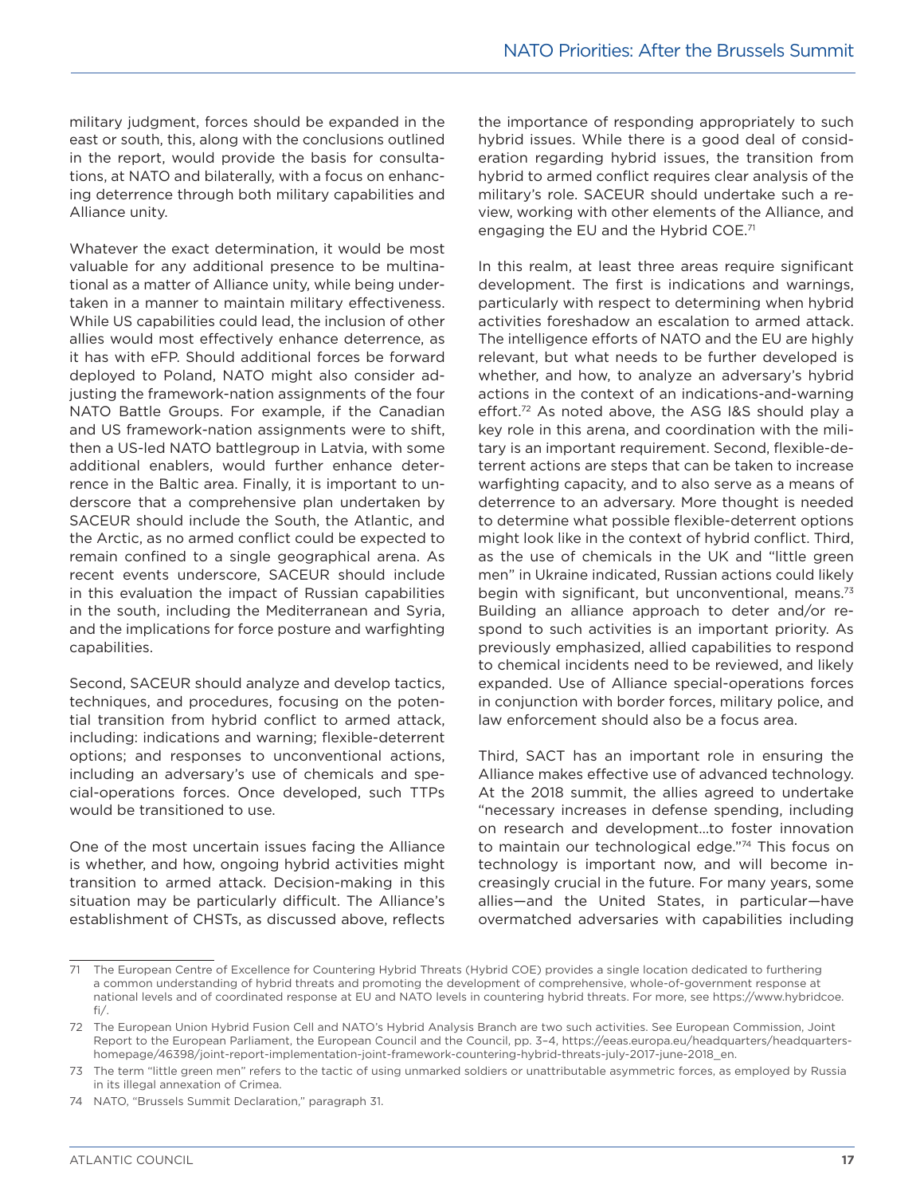military judgment, forces should be expanded in the east or south, this, along with the conclusions outlined in the report, would provide the basis for consultations, at NATO and bilaterally, with a focus on enhancing deterrence through both military capabilities and Alliance unity.

Whatever the exact determination, it would be most valuable for any additional presence to be multinational as a matter of Alliance unity, while being undertaken in a manner to maintain military effectiveness. While US capabilities could lead, the inclusion of other allies would most effectively enhance deterrence, as it has with eFP. Should additional forces be forward deployed to Poland, NATO might also consider adjusting the framework-nation assignments of the four NATO Battle Groups. For example, if the Canadian and US framework-nation assignments were to shift, then a US-led NATO battlegroup in Latvia, with some additional enablers, would further enhance deterrence in the Baltic area. Finally, it is important to underscore that a comprehensive plan undertaken by SACEUR should include the South, the Atlantic, and the Arctic, as no armed conflict could be expected to remain confined to a single geographical arena. As recent events underscore, SACEUR should include in this evaluation the impact of Russian capabilities in the south, including the Mediterranean and Syria, and the implications for force posture and warfighting capabilities.

Second, SACEUR should analyze and develop tactics, techniques, and procedures, focusing on the potential transition from hybrid conflict to armed attack, including: indications and warning; flexible-deterrent options; and responses to unconventional actions, including an adversary's use of chemicals and special-operations forces. Once developed, such TTPs would be transitioned to use.

One of the most uncertain issues facing the Alliance is whether, and how, ongoing hybrid activities might transition to armed attack. Decision-making in this situation may be particularly difficult. The Alliance's establishment of CHSTs, as discussed above, reflects the importance of responding appropriately to such hybrid issues. While there is a good deal of consideration regarding hybrid issues, the transition from hybrid to armed conflict requires clear analysis of the military's role. SACEUR should undertake such a review, working with other elements of the Alliance, and engaging the EU and the Hybrid COE.[71]

In this realm, at least three areas require significant development. The first is indications and warnings, particularly with respect to determining when hybrid activities foreshadow an escalation to armed attack. The intelligence efforts of NATO and the EU are highly relevant, but what needs to be further developed is whether, and how, to analyze an adversary's hybrid actions in the context of an indications-and-warning effort.[72] As noted above, the ASG I&S should play a key role in this arena, and coordination with the military is an important requirement. Second, flexible-deterrent actions are steps that can be taken to increase warfighting capacity, and to also serve as a means of deterrence to an adversary. More thought is needed to determine what possible flexible-deterrent options might look like in the context of hybrid conflict. Third, as the use of chemicals in the UK and "little green men" in Ukraine indicated, Russian actions could likely begin with significant, but unconventional, means.[73] Building an alliance approach to deter and/or respond to such activities is an important priority. As previously emphasized, allied capabilities to respond to chemical incidents need to be reviewed, and likely expanded. Use of Alliance special-operations forces in conjunction with border forces, military police, and law enforcement should also be a focus area.

Third, SACT has an important role in ensuring the Alliance makes effective use of advanced technology. At the 2018 summit, the allies agreed to undertake "necessary increases in defense spending, including on research and development…to foster innovation to maintain our technological edge."[74] This focus on technology is important now, and will become increasingly crucial in the future. For many years, some allies—and the United States, in particular—have overmatched adversaries with capabilities including

---

71 The European Centre of Excellence for Countering Hybrid Threats (Hybrid COE) provides a single location dedicated to furthering a common understanding of hybrid threats and promoting the development of comprehensive, whole-of-government response at national levels and of coordinated response at EU and NATO levels in countering hybrid threats. For more, see https://www.hybridcoe.fi/.

72 The European Union Hybrid Fusion Cell and NATO's Hybrid Analysis Branch are two such activities. See European Commission, Joint Report to the European Parliament, the European Council and the Council, pp. 3–4, https://eeas.europa.eu/headquarters/headquarters-homepage/46398/joint-report-implementation-joint-framework-countering-hybrid-threats-july-2017-june-2018_en.

73 The term "little green men" refers to the tactic of using unmarked soldiers or unattributable asymmetric forces, as employed by Russia in its illegal annexation of Crimea.

74 NATO, "Brussels Summit Declaration," paragraph 31.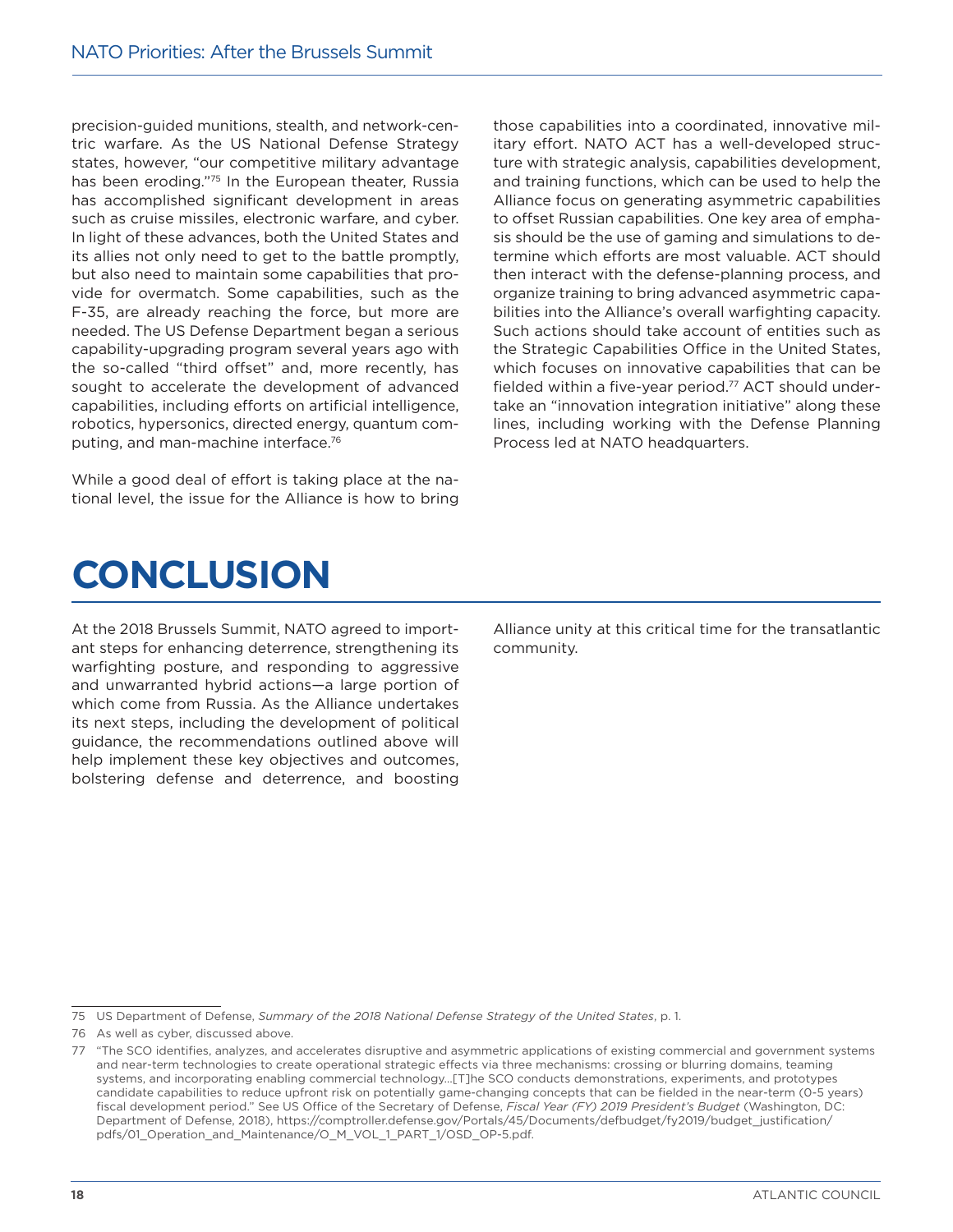precision-guided munitions, stealth, and network-centric warfare. As the US National Defense Strategy states, however, "our competitive military advantage has been eroding."[75] In the European theater, Russia has accomplished significant development in areas such as cruise missiles, electronic warfare, and cyber. In light of these advances, both the United States and its allies not only need to get to the battle promptly, but also need to maintain some capabilities that provide for overmatch. Some capabilities, such as the F-35, are already reaching the force, but more are needed. The US Defense Department began a serious capability-upgrading program several years ago with the so-called "third offset" and, more recently, has sought to accelerate the development of advanced capabilities, including efforts on artificial intelligence, robotics, hypersonics, directed energy, quantum computing, and man-machine interface.[76]

While a good deal of effort is taking place at the national level, the issue for the Alliance is how to bring those capabilities into a coordinated, innovative military effort. NATO ACT has a well-developed structure with strategic analysis, capabilities development, and training functions, which can be used to help the Alliance focus on generating asymmetric capabilities to offset Russian capabilities. One key area of emphasis should be the use of gaming and simulations to determine which efforts are most valuable. ACT should then interact with the defense-planning process, and organize training to bring advanced asymmetric capabilities into the Alliance's overall warfighting capacity. Such actions should take account of entities such as the Strategic Capabilities Office in the United States, which focuses on innovative capabilities that can be fielded within a five-year period.[77] ACT should undertake an "innovation integration initiative" along these lines, including working with the Defense Planning Process led at NATO headquarters.

# CONCLUSION

At the 2018 Brussels Summit, NATO agreed to important steps for enhancing deterrence, strengthening its warfighting posture, and responding to aggressive and unwarranted hybrid actions—a large portion of which come from Russia. As the Alliance undertakes its next steps, including the development of political guidance, the recommendations outlined above will help implement these key objectives and outcomes, bolstering defense and deterrence, and boosting Alliance unity at this critical time for the transatlantic community.

---

75 US Department of Defense, *Summary of the 2018 National Defense Strategy of the United States*, p. 1.

76 As well as cyber, discussed above.

77 "The SCO identifies, analyzes, and accelerates disruptive and asymmetric applications of existing commercial and government systems and near-term technologies to create operational strategic effects via three mechanisms: crossing or blurring domains, teaming systems, and incorporating enabling commercial technology...[T]he SCO conducts demonstrations, experiments, and prototypes candidate capabilities to reduce upfront risk on potentially game-changing concepts that can be fielded in the near-term (0-5 years) fiscal development period." See US Office of the Secretary of Defense, *Fiscal Year (FY) 2019 President's Budget* (Washington, DC: Department of Defense, 2018), https://comptroller.defense.gov/Portals/45/Documents/defbudget/fy2019/budget_justification/pdfs/01_Operation_and_Maintenance/O_M_VOL_1_PART_1/OSD_OP-5.pdf.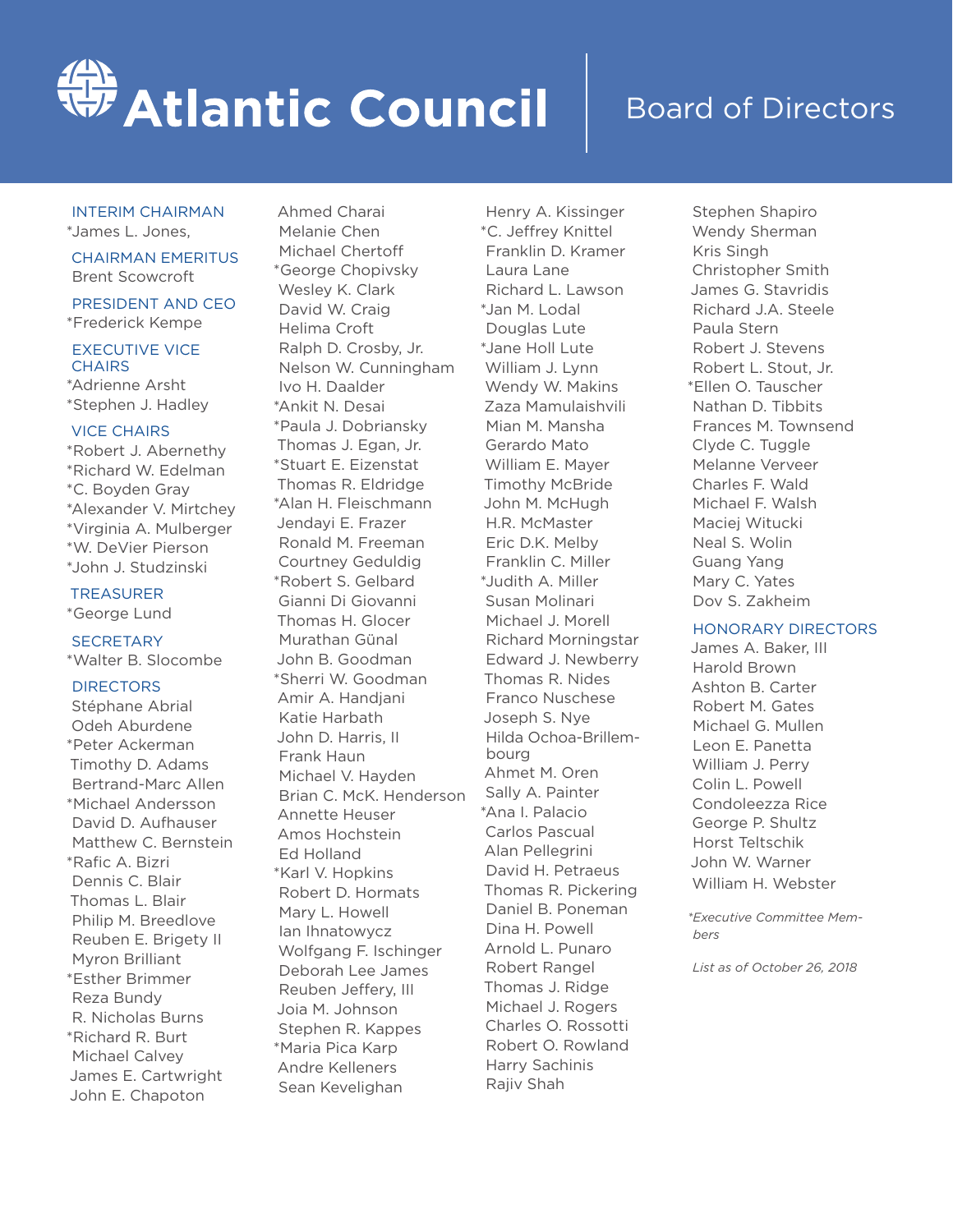# Atlantic Council

## Board of Directors

INTERIM CHAIRMAN
*James L. Jones,

CHAIRMAN EMERITUS
Brent Scowcroft

PRESIDENT AND CEO
*Frederick Kempe

EXECUTIVE VICE CHAIRS
*Adrienne Arsht
*Stephen J. Hadley

VICE CHAIRS
*Robert J. Abernethy
*Richard W. Edelman
*C. Boyden Gray
*Alexander V. Mirtchev
*Virginia A. Mulberger
*W. DeVier Pierson
*John J. Studzinski

TREASURER
*George Lund

SECRETARY
*Walter B. Slocombe

DIRECTORS
Stéphane Abrial
Odeh Aburdene
*Peter Ackerman
Timothy D. Adams
Bertrand-Marc Allen
*Michael Andersson
David D. Aufhauser
Matthew C. Bernstein
*Rafic A. Bizri
Dennis C. Blair
Thomas L. Blair
Philip M. Breedlove
Reuben E. Brigety II
Myron Brilliant
*Esther Brimmer
Reza Bundy
R. Nicholas Burns
*Richard R. Burt
Michael Calvey
James E. Cartwright
John E. Chapoton
Ahmed Charai
Melanie Chen
Michael Chertoff
*George Chopivsky
Wesley K. Clark
David W. Craig
Helima Croft
Ralph D. Crosby, Jr.
Nelson W. Cunningham
Ivo H. Daalder
*Ankit N. Desai
*Paula J. Dobriansky
Thomas J. Egan, Jr.
*Stuart E. Eizenstat
Thomas R. Eldridge
*Alan H. Fleischmann
Jendayi E. Frazer
Ronald M. Freeman
Courtney Geduldig
*Robert S. Gelbard
Gianni Di Giovanni
Thomas H. Glocer
Murathan Günal
John B. Goodman
*Sherri W. Goodman
Amir A. Handjani
Katie Harbath
John D. Harris, II
Frank Haun
Michael V. Hayden
Brian C. McK. Henderson
Annette Heuser
Amos Hochstein
Ed Holland
*Karl V. Hopkins
Robert D. Hormats
Mary L. Howell
Ian Ihnatowycz
Wolfgang F. Ischinger
Deborah Lee James
Reuben Jeffery, III
Joia M. Johnson
Stephen R. Kappes
*Maria Pica Karp
Andre Kelleners
Sean Kevelighan
Henry A. Kissinger
*C. Jeffrey Knittel
Franklin D. Kramer
Laura Lane
Richard L. Lawson
*Jan M. Lodal
Douglas Lute
*Jane Holl Lute
William J. Lynn
Wendy W. Makins
Zaza Mamulaishvili
Mian M. Mansha
Gerardo Mato
William E. Mayer
Timothy McBride
John M. McHugh
H.R. McMaster
Eric D.K. Melby
Franklin C. Miller
*Judith A. Miller
Susan Molinari
Michael J. Morell
Richard Morningstar
Edward J. Newberry
Thomas R. Nides
Franco Nuschese
Joseph S. Nye
Hilda Ochoa-Brillembourg
Ahmet M. Oren
Sally A. Painter
*Ana I. Palacio
Carlos Pascual
Alan Pellegrini
David H. Petraeus
Thomas R. Pickering
Daniel B. Poneman
Dina H. Powell
Arnold L. Punaro
Robert Rangel
Thomas J. Ridge
Michael J. Rogers
Charles O. Rossotti
Robert O. Rowland
Harry Sachinis
Rajiv Shah
Stephen Shapiro
Wendy Sherman
Kris Singh
Christopher Smith
James G. Stavridis
Richard J.A. Steele
Paula Stern
Robert J. Stevens
Robert L. Stout, Jr.
*Ellen O. Tauscher
Nathan D. Tibbits
Frances M. Townsend
Clyde C. Tuggle
Melanne Verveer
Charles F. Wald
Michael F. Walsh
Maciej Witucki
Neal S. Wolin
Guang Yang
Mary C. Yates
Dov S. Zakheim

HONORARY DIRECTORS
James A. Baker, III
Harold Brown
Ashton B. Carter
Robert M. Gates
Michael G. Mullen
Leon E. Panetta
William J. Perry
Colin L. Powell
Condoleezza Rice
George P. Shultz
Horst Teltschik
John W. Warner
William H. Webster

*\*Executive Committee Members*

*List as of October 26, 2018*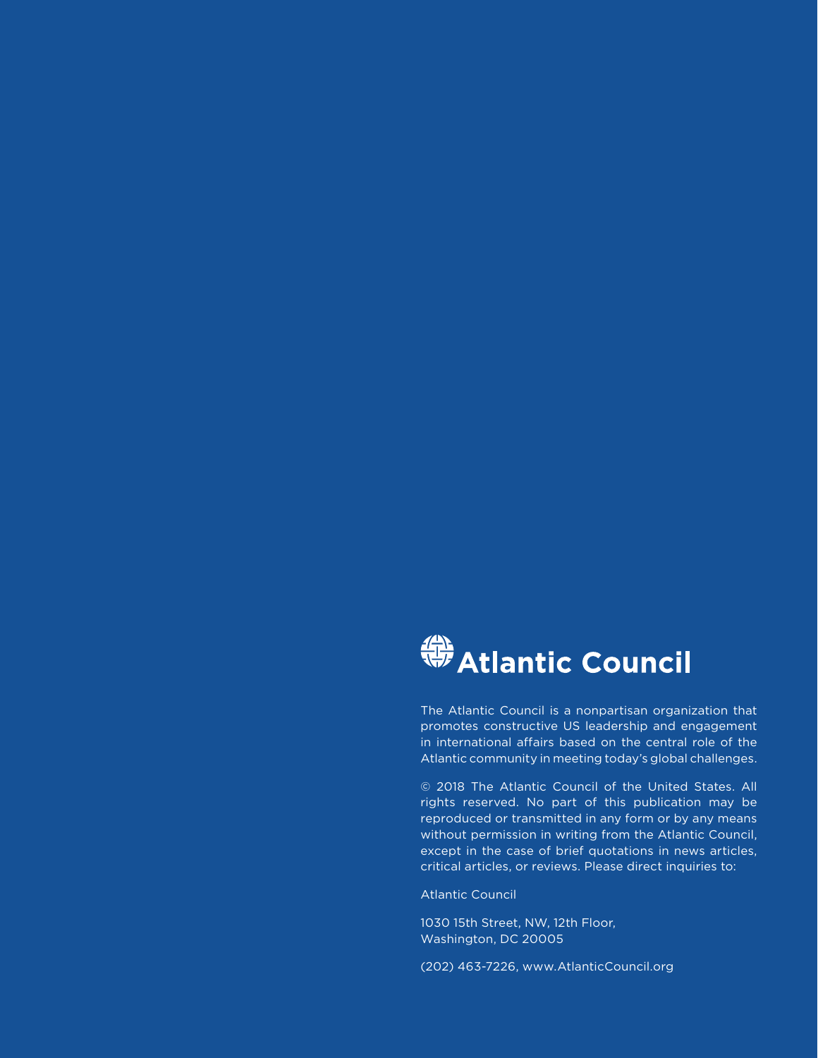# Atlantic Council

The Atlantic Council is a nonpartisan organization that promotes constructive US leadership and engagement in international affairs based on the central role of the Atlantic community in meeting today's global challenges.

© 2018 The Atlantic Council of the United States. All rights reserved. No part of this publication may be reproduced or transmitted in any form or by any means without permission in writing from the Atlantic Council, except in the case of brief quotations in news articles, critical articles, or reviews. Please direct inquiries to:

Atlantic Council

1030 15th Street, NW, 12th Floor,
Washington, DC 20005

(202) 463-7226, www.AtlanticCouncil.org